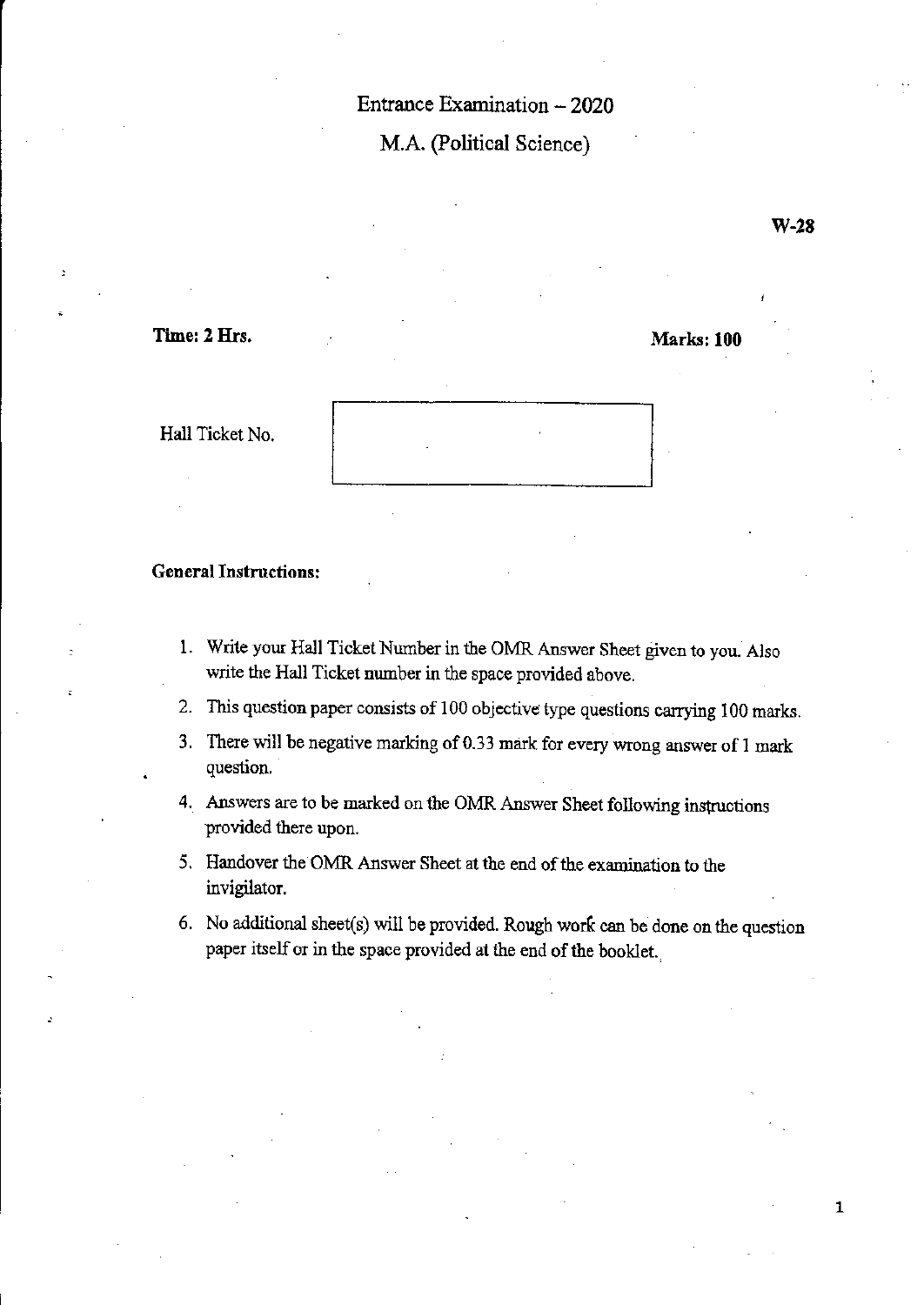# Entrance Examination – 2020

## M.A. (Political Science)

**W-28**

**Time: 2 Hrs.** **Marks: 100**

Hall Ticket No. | |
|---|

**General Instructions:**

1. Write your Hall Ticket Number in the OMR Answer Sheet given to you. Also write the Hall Ticket number in the space provided above.
2. This question paper consists of 100 objective type questions carrying 100 marks.
3. There will be negative marking of 0.33 mark for every wrong answer of 1 mark question.
4. Answers are to be marked on the OMR Answer Sheet following instructions provided there upon.
5. Handover the OMR Answer Sheet at the end of the examination to the invigilator.
6. No additional sheet(s) will be provided. Rough work can be done on the question paper itself or in the space provided at the end of the booklet.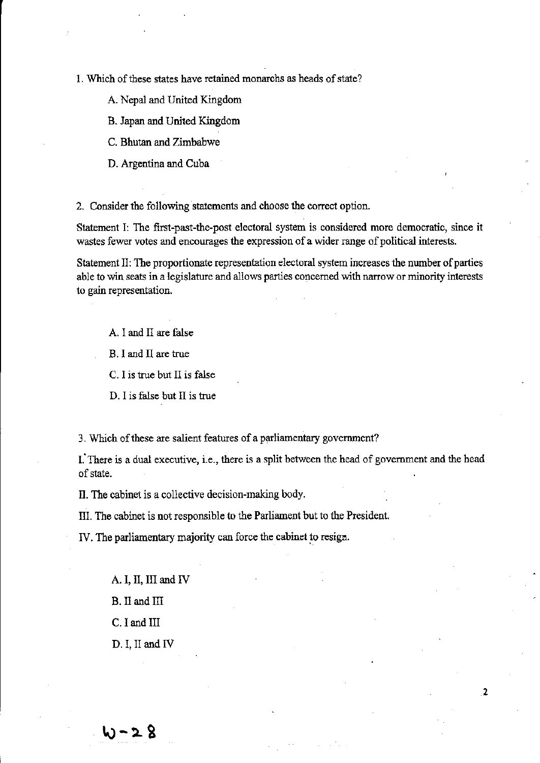1. Which of these states have retained monarchs as heads of state?

A. Nepal and United Kingdom

B. Japan and United Kingdom

C. Bhutan and Zimbabwe

D. Argentina and Cuba

2. Consider the following statements and choose the correct option.

Statement I: The first-past-the-post electoral system is considered more democratic, since it wastes fewer votes and encourages the expression of a wider range of political interests.

Statement II: The proportionate representation electoral system increases the number of parties able to win seats in a legislature and allows parties concerned with narrow or minority interests to gain representation.

A. I and II are false

B. I and II are true

C. I is true but II is false

D. I is false but II is true

3. Which of these are salient features of a parliamentary government?

I. There is a dual executive, i.e., there is a split between the head of government and the head of state.

II. The cabinet is a collective decision-making body.

III. The cabinet is not responsible to the Parliament but to the President.

IV. The parliamentary majority can force the cabinet to resign.

A. I, II, III and IV

B. II and III

C. I and III

D. I, II and IV

W-28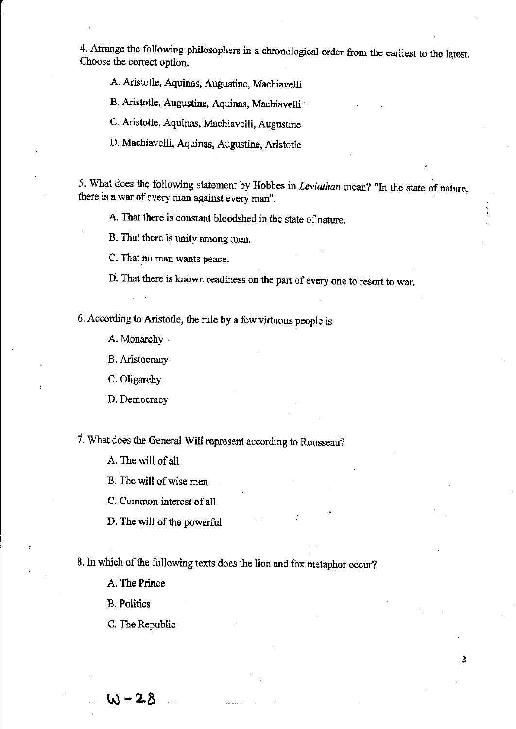4. Arrange the following philosophers in a chronological order from the earliest to the latest. Choose the correct option.

A. Aristotle, Aquinas, Augustine, Machiavelli

B. Aristotle, Augustine, Aquinas, Machiavelli

C. Aristotle, Aquinas, Machiavelli, Augustine

D. Machiavelli, Aquinas, Augustine, Aristotle

5. What does the following statement by Hobbes in *Leviathan* mean? "In the state of nature, there is a war of every man against every man".

A. That there is constant bloodshed in the state of nature.

B. That there is unity among men.

C. That no man wants peace.

D. That there is known readiness on the part of every one to resort to war.

6. According to Aristotle, the rule by a few virtuous people is

A. Monarchy

B. Aristocracy

C. Oligarchy

D. Democracy

7. What does the General Will represent according to Rousseau?

A. The will of all

B. The will of wise men

C. Common interest of all

D. The will of the powerful

8. In which of the following texts does the lion and fox metaphor occur?

A. The Prince

B. Politics

C. The Republic

W-28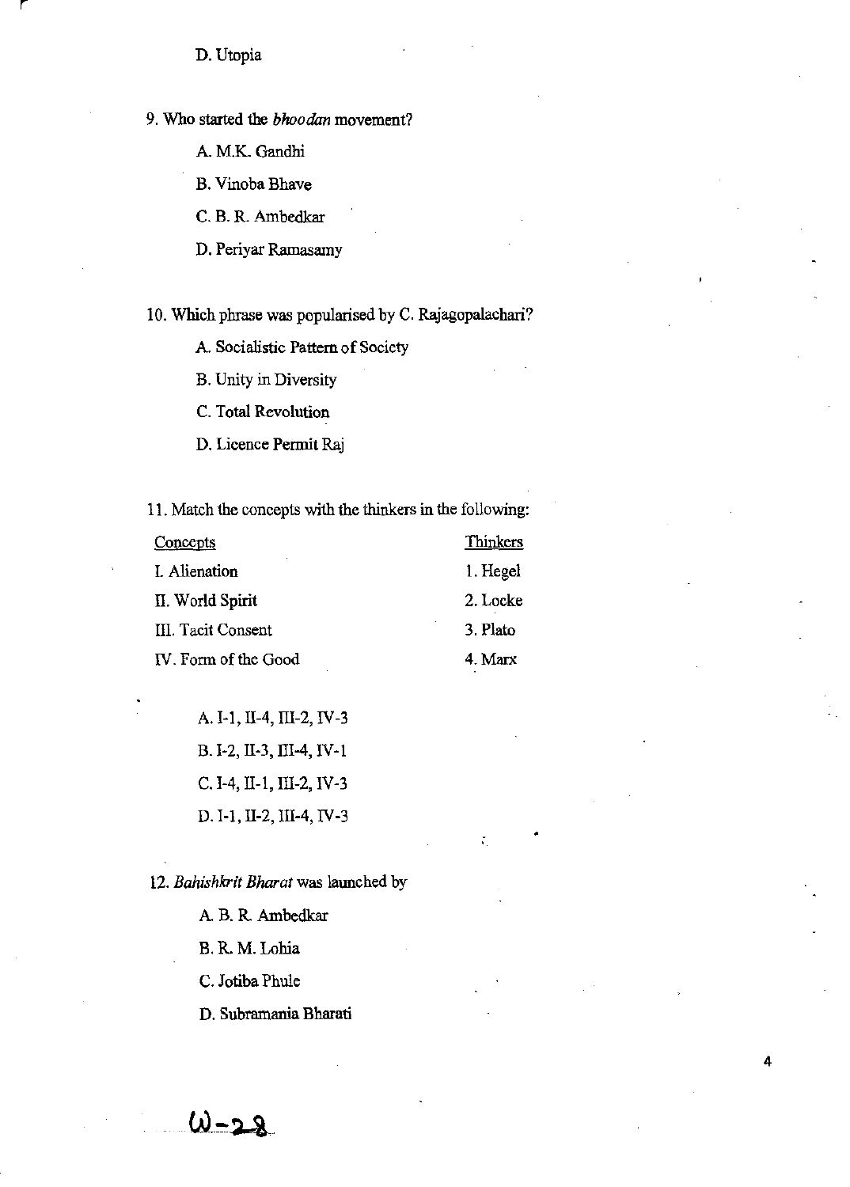D. Utopia

9. Who started the *bhoodan* movement?

A. M.K. Gandhi

B. Vinoba Bhave

C. B. R. Ambedkar

D. Periyar Ramasamy

10. Which phrase was popularised by C. Rajagopalachari?

A. Socialistic Pattern of Society

B. Unity in Diversity

C. Total Revolution

D. Licence Permit Raj

11. Match the concepts with the thinkers in the following:

| Concepts | Thinkers |
|---|---|
| I. Alienation | 1. Hegel |
| II. World Spirit | 2. Locke |
| III. Tacit Consent | 3. Plato |
| IV. Form of the Good | 4. Marx |

A. I-1, II-4, III-2, IV-3

B. I-2, II-3, III-4, IV-1

C. I-4, II-1, III-2, IV-3

D. I-1, II-2, III-4, IV-3

12. *Bahishkrit Bharat* was launched by

A. B. R. Ambedkar

B. R. M. Lohia

C. Jotiba Phule

D. Subramania Bharati

W-28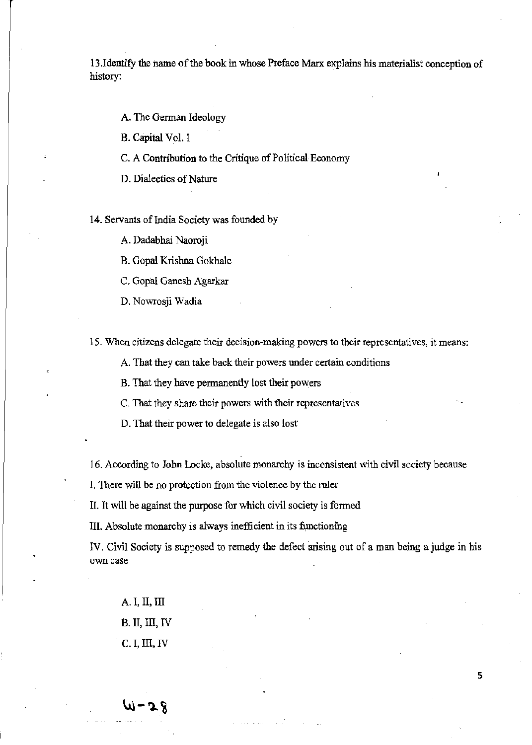13.Identify the name of the book in whose Preface Marx explains his materialist conception of history:

A. The German Ideology

B. Capital Vol. I

C. A Contribution to the Critique of Political Economy

D. Dialectics of Nature

14. Servants of India Society was founded by

A. Dadabhai Naoroji

B. Gopal Krishna Gokhale

C. Gopal Ganesh Agarkar

D. Nowrosji Wadia

15. When citizens delegate their decision-making powers to their representatives, it means:

A. That they can take back their powers under certain conditions

B. That they have permanently lost their powers

C. That they share their powers with their representatives

D. That their power to delegate is also lost

16. According to John Locke, absolute monarchy is inconsistent with civil society because

I. There will be no protection from the violence by the ruler

II. It will be against the purpose for which civil society is formed

III. Absolute monarchy is always inefficient in its functioning

IV. Civil Society is supposed to remedy the defect arising out of a man being a judge in his own case

A. I, II, III

B. II, III, IV

C. I, III, IV

W-28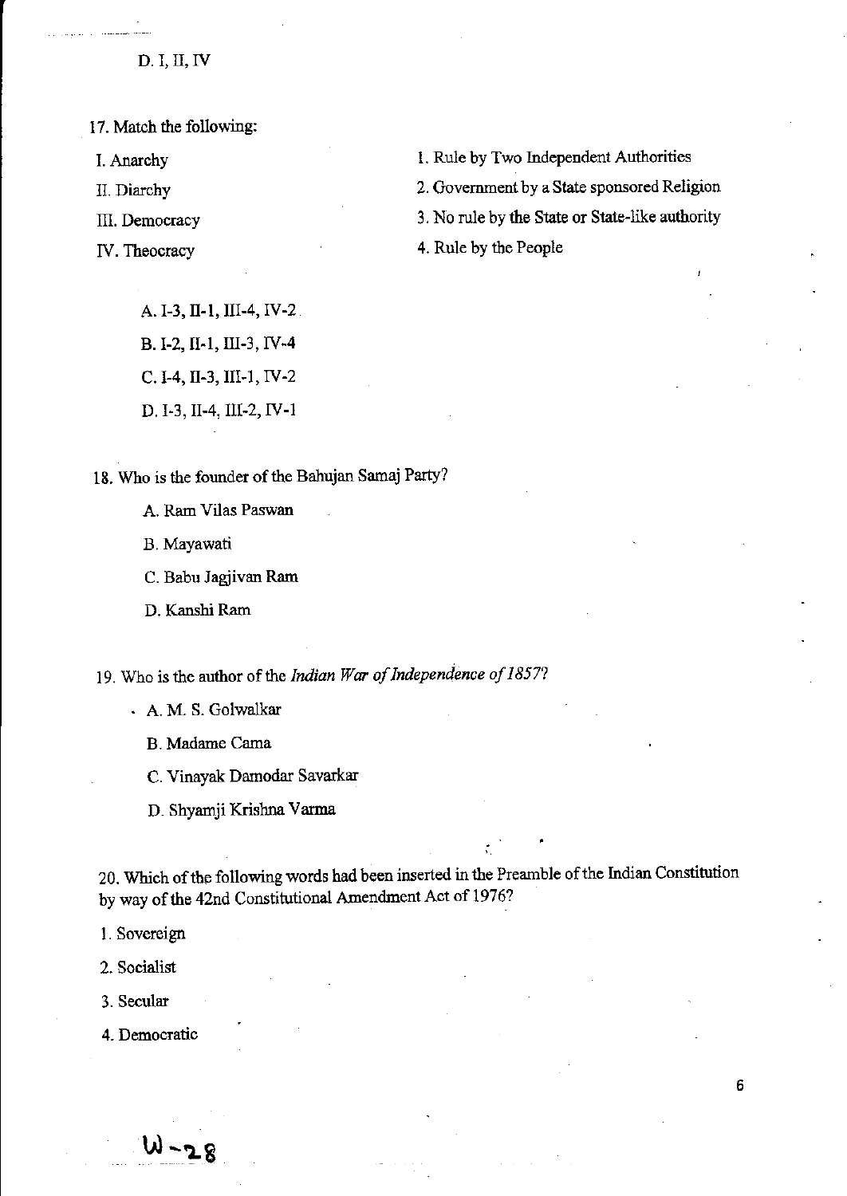D. I, II, IV

17. Match the following:

| | |
|---|---|
| I. Anarchy | 1. Rule by Two Independent Authorities |
| II. Diarchy | 2. Government by a State sponsored Religion |
| III. Democracy | 3. No rule by the State or State-like authority |
| IV. Theocracy | 4. Rule by the People |

A. I-3, II-1, III-4, IV-2

B. I-2, II-1, III-3, IV-4

C. I-4, II-3, III-1, IV-2

D. I-3, II-4, III-2, IV-1

18. Who is the founder of the Bahujan Samaj Party?

A. Ram Vilas Paswan

B. Mayawati

C. Babu Jagjivan Ram

D. Kanshi Ram

19. Who is the author of the *Indian War of Independence of 1857*?

A. M. S. Golwalkar

B. Madame Cama

C. Vinayak Damodar Savarkar

D. Shyamji Krishna Varma

20. Which of the following words had been inserted in the Preamble of the Indian Constitution by way of the 42nd Constitutional Amendment Act of 1976?

1. Sovereign
2. Socialist
3. Secular
4. Democratic

W-28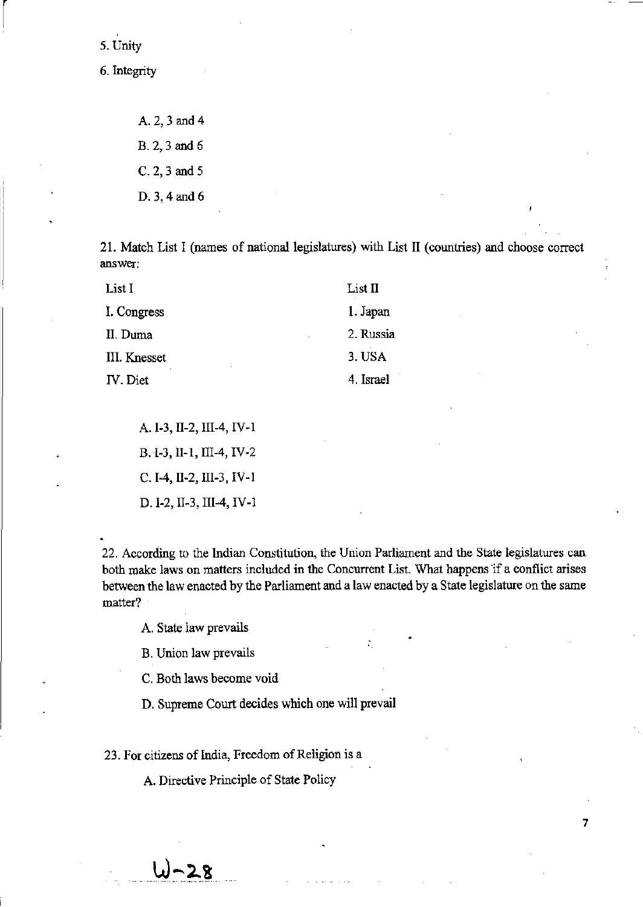5. Unity

6. Integrity

A. 2, 3 and 4

B. 2, 3 and 6

C. 2, 3 and 5

D. 3, 4 and 6

21. Match List I (names of national legislatures) with List II (countries) and choose correct answer:

| List I | List II |
|---|---|
| I. Congress | 1. Japan |
| II. Duma | 2. Russia |
| III. Knesset | 3. USA |
| IV. Diet | 4. Israel |

A. I-3, II-2, III-4, IV-1

B. I-3, II-1, III-4, IV-2

C. I-4, II-2, III-3, IV-1

D. I-2, II-3, III-4, IV-1

22. According to the Indian Constitution, the Union Parliament and the State legislatures can both make laws on matters included in the Concurrent List. What happens if a conflict arises between the law enacted by the Parliament and a law enacted by a State legislature on the same matter?

A. State law prevails

B. Union law prevails

C. Both laws become void

D. Supreme Court decides which one will prevail

23. For citizens of India, Freedom of Religion is a

A. Directive Principle of State Policy

W-28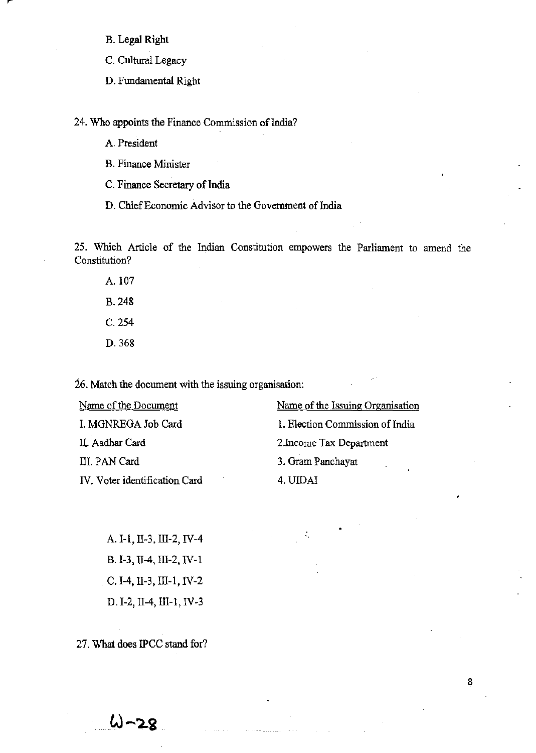B. Legal Right

C. Cultural Legacy

D. Fundamental Right

24. Who appoints the Finance Commission of India?

A. President

B. Finance Minister

C. Finance Secretary of India

D. Chief Economic Advisor to the Government of India

25. Which Article of the Indian Constitution empowers the Parliament to amend the Constitution?

A. 107

B. 248

C. 254

D. 368

26. Match the document with the issuing organisation:

| Name of the Document | Name of the Issuing Organisation |
|---|---|
| I. MGNREGA Job Card | 1. Election Commission of India |
| II. Aadhar Card | 2.Income Tax Department |
| III. PAN Card | 3. Gram Panchayat |
| IV. Voter identification Card | 4. UIDAI |

A. I-1, II-3, III-2, IV-4

B. I-3, II-4, III-2, IV-1

C. I-4, II-3, III-1, IV-2

D. I-2, II-4, III-1, IV-3

27. What does IPCC stand for?

W-28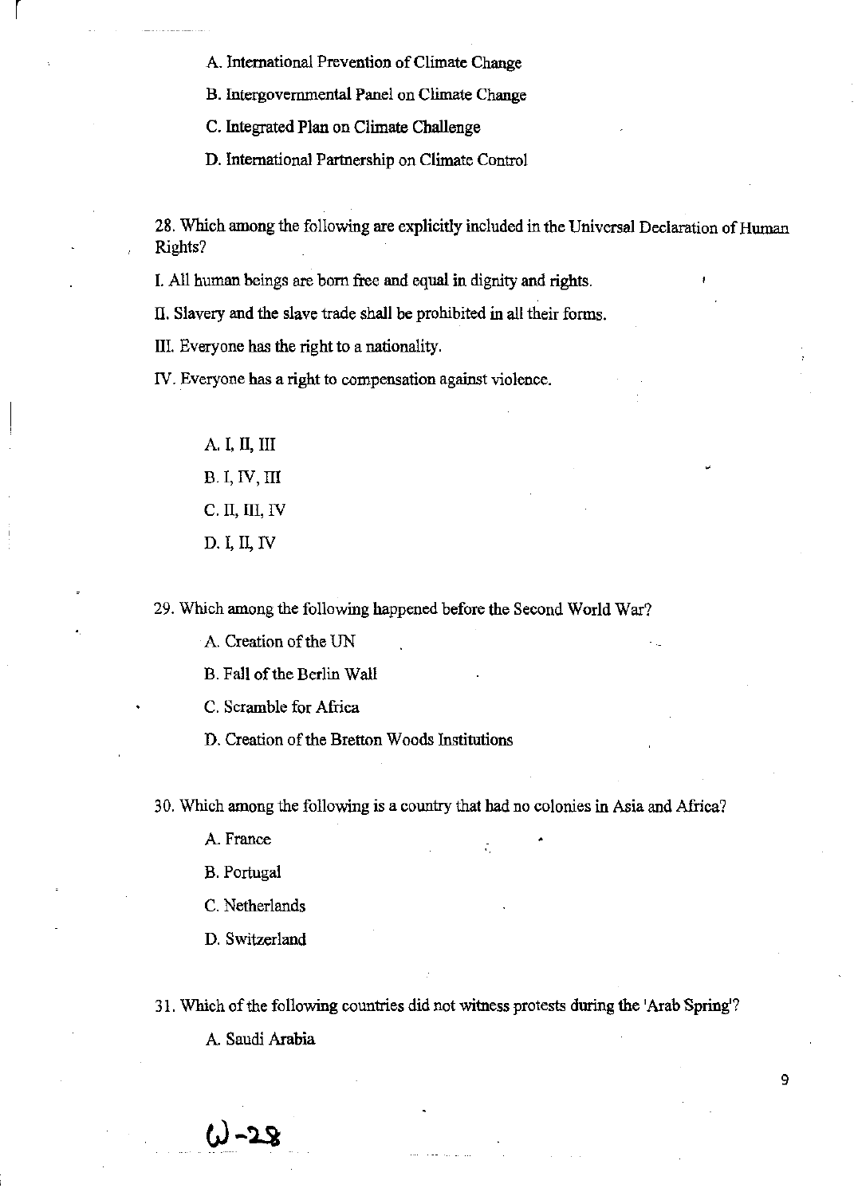A. International Prevention of Climate Change

B. Intergovernmental Panel on Climate Change

C. Integrated Plan on Climate Challenge

D. International Partnership on Climate Control

28. Which among the following are explicitly included in the Universal Declaration of Human Rights?

I. All human beings are born free and equal in dignity and rights.

II. Slavery and the slave trade shall be prohibited in all their forms.

III. Everyone has the right to a nationality.

IV. Everyone has a right to compensation against violence.

A. I, II, III

B. I, IV, III

C. II, III, IV

D. I, II, IV

29. Which among the following happened before the Second World War?

A. Creation of the UN

B. Fall of the Berlin Wall

C. Scramble for Africa

D. Creation of the Bretton Woods Institutions

30. Which among the following is a country that had no colonies in Asia and Africa?

A. France

B. Portugal

C. Netherlands

D. Switzerland

31. Which of the following countries did not witness protests during the 'Arab Spring'?

A. Saudi Arabia

W-28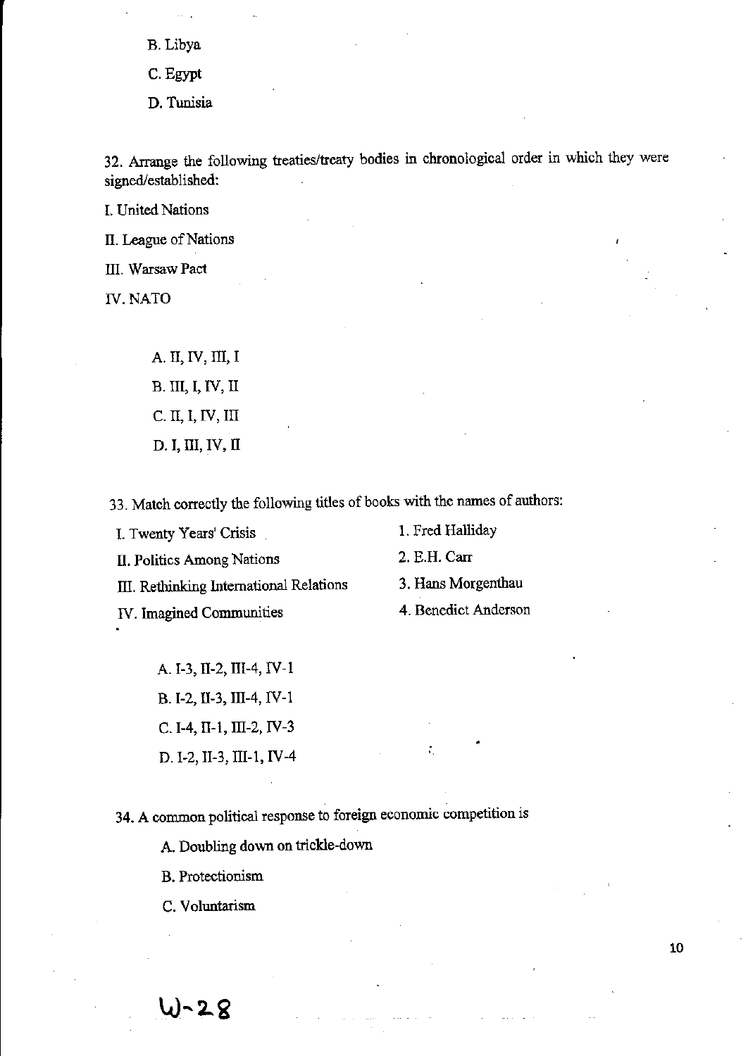B. Libya

C. Egypt

D. Tunisia

32. Arrange the following treaties/treaty bodies in chronological order in which they were signed/established:

I. United Nations

II. League of Nations

III. Warsaw Pact

IV. NATO

A. II, IV, III, I

B. III, I, IV, II

C. II, I, IV, III

D. I, III, IV, II

33. Match correctly the following titles of books with the names of authors:

| | |
|---|---|
| I. Twenty Years' Crisis | 1. Fred Halliday |
| II. Politics Among Nations | 2. E.H. Carr |
| III. Rethinking International Relations | 3. Hans Morgenthau |
| IV. Imagined Communities | 4. Benedict Anderson |

A. I-3, II-2, III-4, IV-1

B. I-2, II-3, III-4, IV-1

C. I-4, II-1, III-2, IV-3

D. I-2, II-3, III-1, IV-4

34. A common political response to foreign economic competition is

A. Doubling down on trickle-down

B. Protectionism

C. Voluntarism

W-28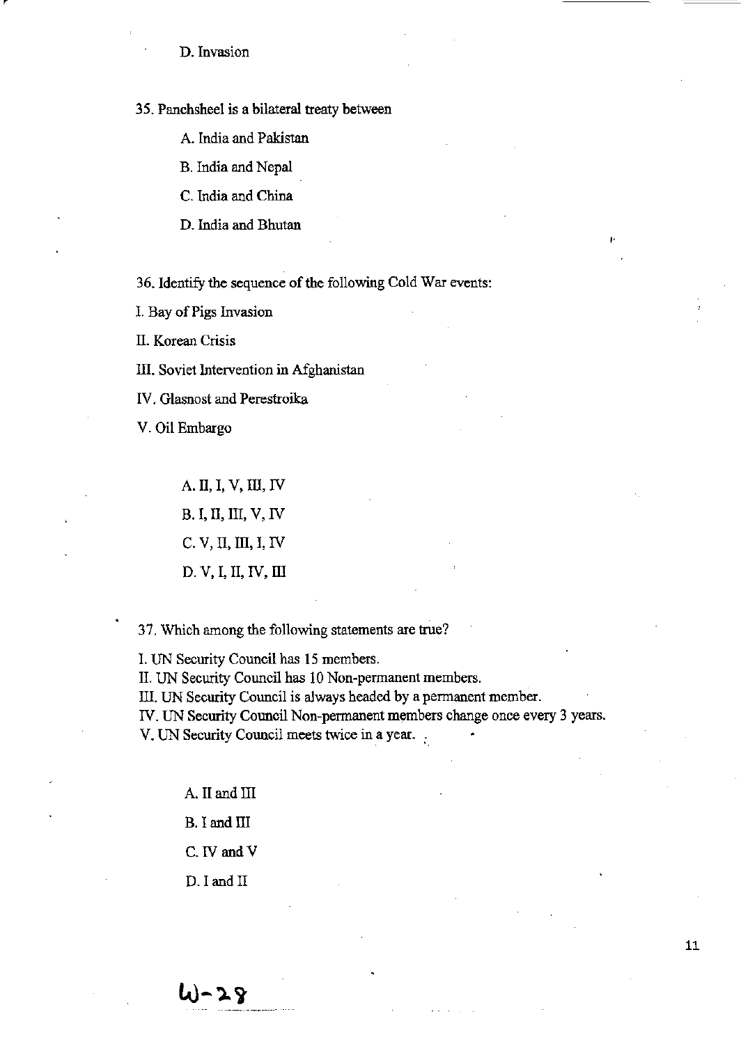D. Invasion

35. Panchsheel is a bilateral treaty between

A. India and Pakistan

B. India and Nepal

C. India and China

D. India and Bhutan

36. Identify the sequence of the following Cold War events:

I. Bay of Pigs Invasion

II. Korean Crisis

III. Soviet Intervention in Afghanistan

IV. Glasnost and Perestroika

V. Oil Embargo

A. II, I, V, III, IV

B. I, II, III, V, IV

C. V, II, III, I, IV

D. V, I, II, IV, III

37. Which among the following statements are true?

I. UN Security Council has 15 members.
II. UN Security Council has 10 Non-permanent members.
III. UN Security Council is always headed by a permanent member.
IV. UN Security Council Non-permanent members change once every 3 years.
V. UN Security Council meets twice in a year.

A. II and III

B. I and III

C. IV and V

D. I and II

W-28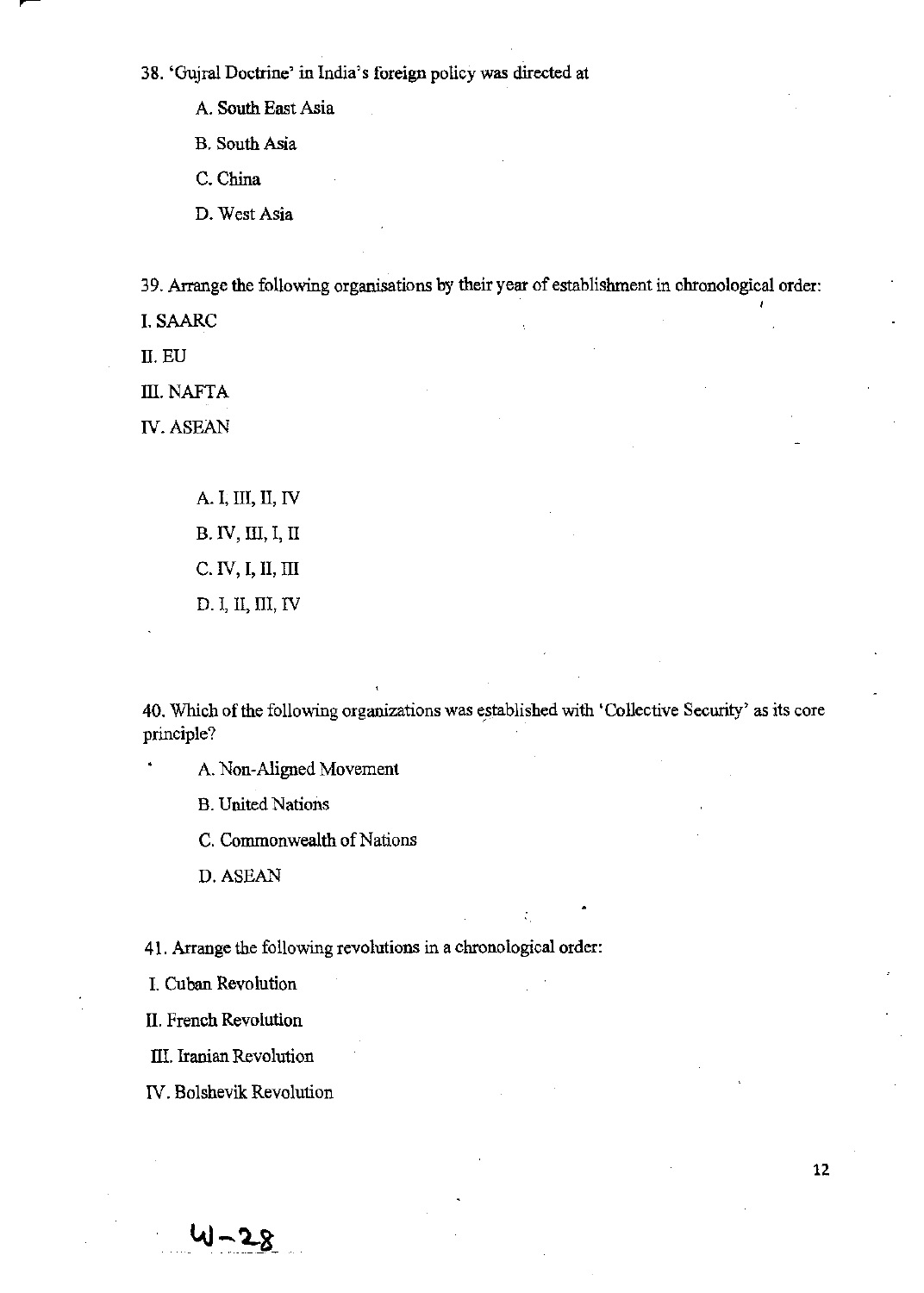38. 'Gujral Doctrine' in India's foreign policy was directed at

A. South East Asia

B. South Asia

C. China

D. West Asia

39. Arrange the following organisations by their year of establishment in chronological order:

I. SAARC

II. EU

III. NAFTA

IV. ASEAN

A. I, III, II, IV

B. IV, III, I, II

C. IV, I, II, III

D. I, II, III, IV

40. Which of the following organizations was established with 'Collective Security' as its core principle?

A. Non-Aligned Movement

B. United Nations

C. Commonwealth of Nations

D. ASEAN

41. Arrange the following revolutions in a chronological order:

I. Cuban Revolution

II. French Revolution

III. Iranian Revolution

IV. Bolshevik Revolution

W-28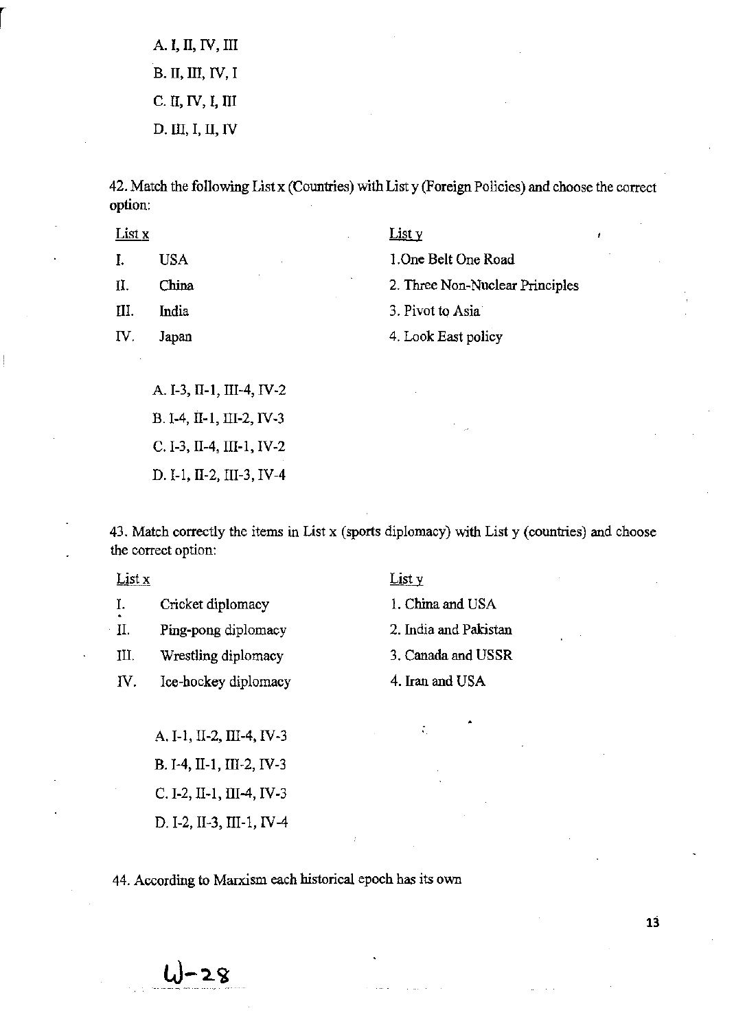A. I, II, IV, III

B. II, III, IV, I

C. II, IV, I, III

D. III, I, II, IV

42. Match the following List x (Countries) with List y (Foreign Policies) and choose the correct option:

| List x | | List y |
|---|---|---|
| I. | USA | 1. One Belt One Road |
| II. | China | 2. Three Non-Nuclear Principles |
| III. | India | 3. Pivot to Asia |
| IV. | Japan | 4. Look East policy |

A. I-3, II-1, III-4, IV-2

B. I-4, II-1, III-2, IV-3

C. I-3, II-4, III-1, IV-2

D. I-1, II-2, III-3, IV-4

43. Match correctly the items in List x (sports diplomacy) with List y (countries) and choose the correct option:

| List x | | List y |
|---|---|---|
| I. | Cricket diplomacy | 1. China and USA |
| II. | Ping-pong diplomacy | 2. India and Pakistan |
| III. | Wrestling diplomacy | 3. Canada and USSR |
| IV. | Ice-hockey diplomacy | 4. Iran and USA |

A. I-1, II-2, III-4, IV-3

B. I-4, II-1, III-2, IV-3

C. I-2, II-1, III-4, IV-3

D. I-2, II-3, III-1, IV-4

44. According to Marxism each historical epoch has its own

W-28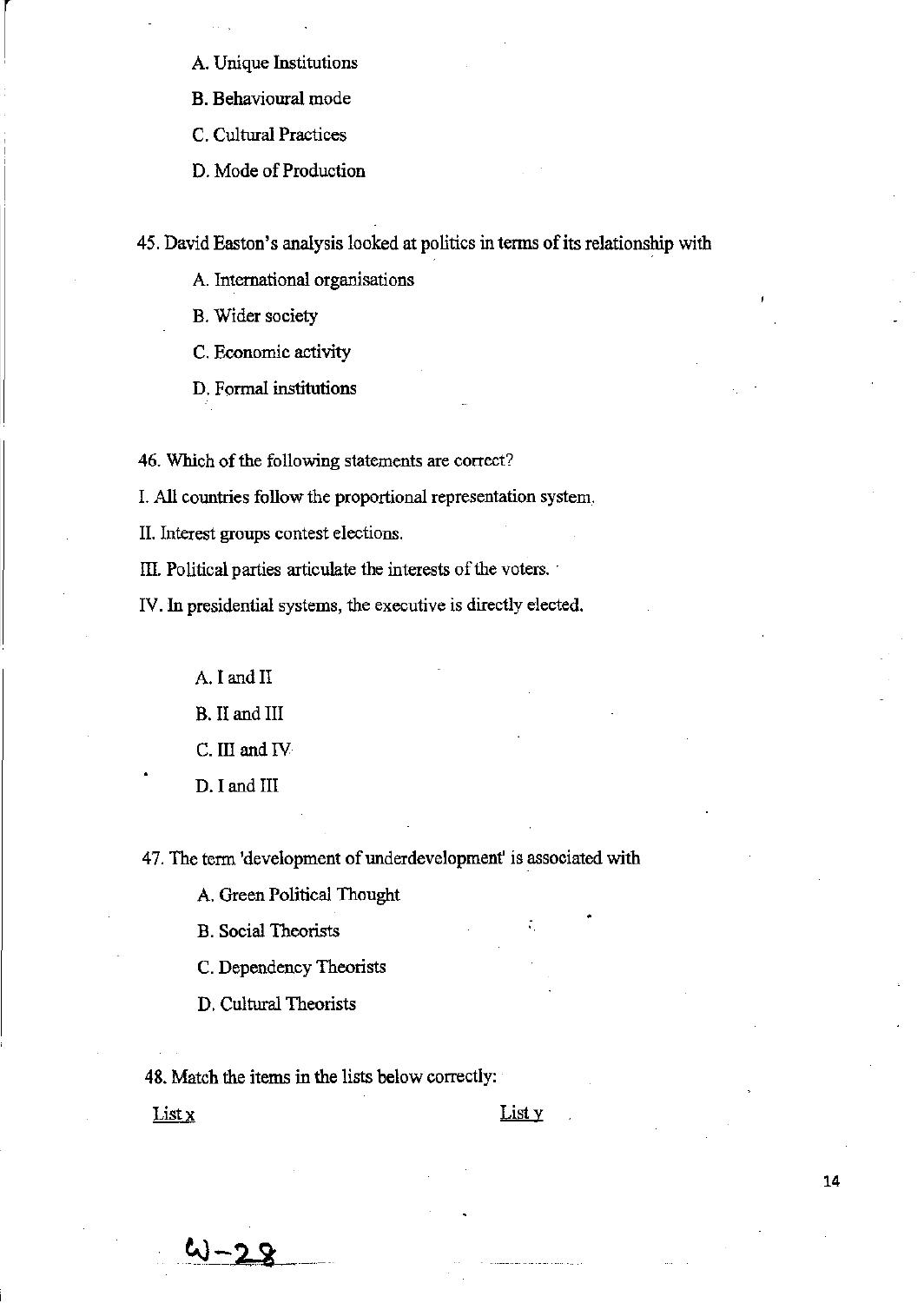A. Unique Institutions

B. Behavioural mode

C. Cultural Practices

D. Mode of Production

45. David Easton's analysis looked at politics in terms of its relationship with

A. International organisations

B. Wider society

C. Economic activity

D. Formal institutions

46. Which of the following statements are correct?

I. All countries follow the proportional representation system.

II. Interest groups contest elections.

III. Political parties articulate the interests of the voters.

IV. In presidential systems, the executive is directly elected.

A. I and II

B. II and III

C. III and IV

D. I and III

47. The term 'development of underdevelopment' is associated with

A. Green Political Thought

B. Social Theorists

C. Dependency Theorists

D. Cultural Theorists

48. Match the items in the lists below correctly:

List x List y

W-28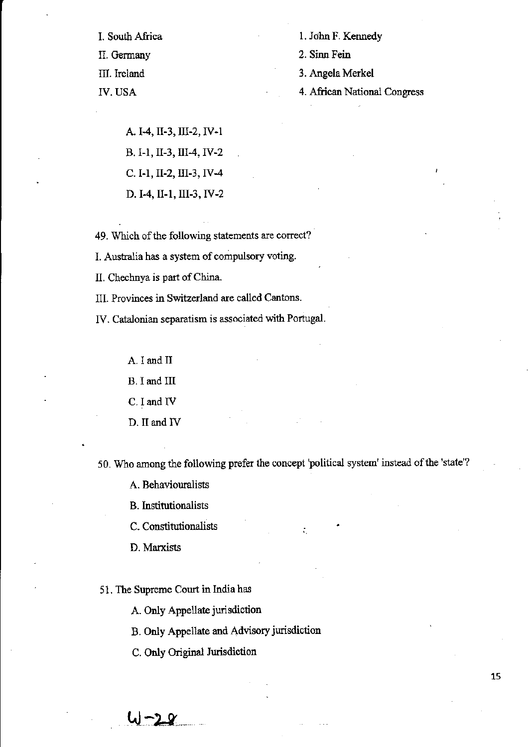I. South Africa

II. Germany

III. Ireland

IV. USA

1. John F. Kennedy
2. Sinn Fein
3. Angela Merkel
4. African National Congress

A. I-4, II-3, III-2, IV-1

B. I-1, II-3, III-4, IV-2

C. I-1, II-2, III-3, IV-4

D. I-4, II-1, III-3, IV-2

49. Which of the following statements are correct?

I. Australia has a system of compulsory voting.

II. Chechnya is part of China.

III. Provinces in Switzerland are called Cantons.

IV. Catalonian separatism is associated with Portugal.

A. I and II

B. I and III

C. I and IV

D. II and IV

50. Who among the following prefer the concept 'political system' instead of the 'state'?

A. Behaviouralists

B. Institutionalists

C. Constitutionalists

D. Marxists

51. The Supreme Court in India has

A. Only Appellate jurisdiction

B. Only Appellate and Advisory jurisdiction

C. Only Original Jurisdiction

W-28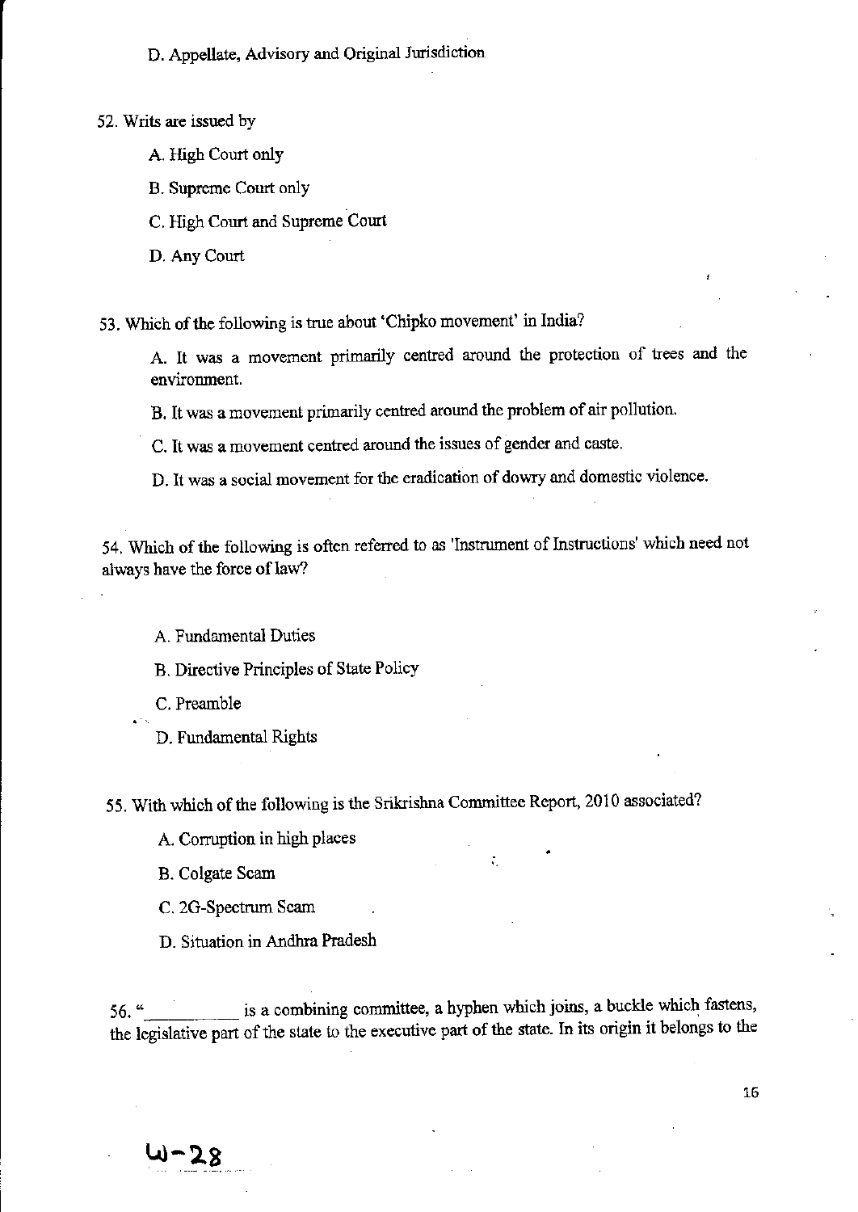D. Appellate, Advisory and Original Jurisdiction

52. Writs are issued by

A. High Court only

B. Supreme Court only

C. High Court and Supreme Court

D. Any Court

53. Which of the following is true about 'Chipko movement' in India?

A. It was a movement primarily centred around the protection of trees and the environment.

B. It was a movement primarily centred around the problem of air pollution.

C. It was a movement centred around the issues of gender and caste.

D. It was a social movement for the eradication of dowry and domestic violence.

54. Which of the following is often referred to as 'Instrument of Instructions' which need not always have the force of law?

A. Fundamental Duties

B. Directive Principles of State Policy

C. Preamble

D. Fundamental Rights

55. With which of the following is the Srikrishna Committee Report, 2010 associated?

A. Corruption in high places

B. Colgate Scam

C. 2G-Spectrum Scam

D. Situation in Andhra Pradesh

56. "__________ is a combining committee, a hyphen which joins, a buckle which fastens, the legislative part of the state to the executive part of the state. In its origin it belongs to the

W-28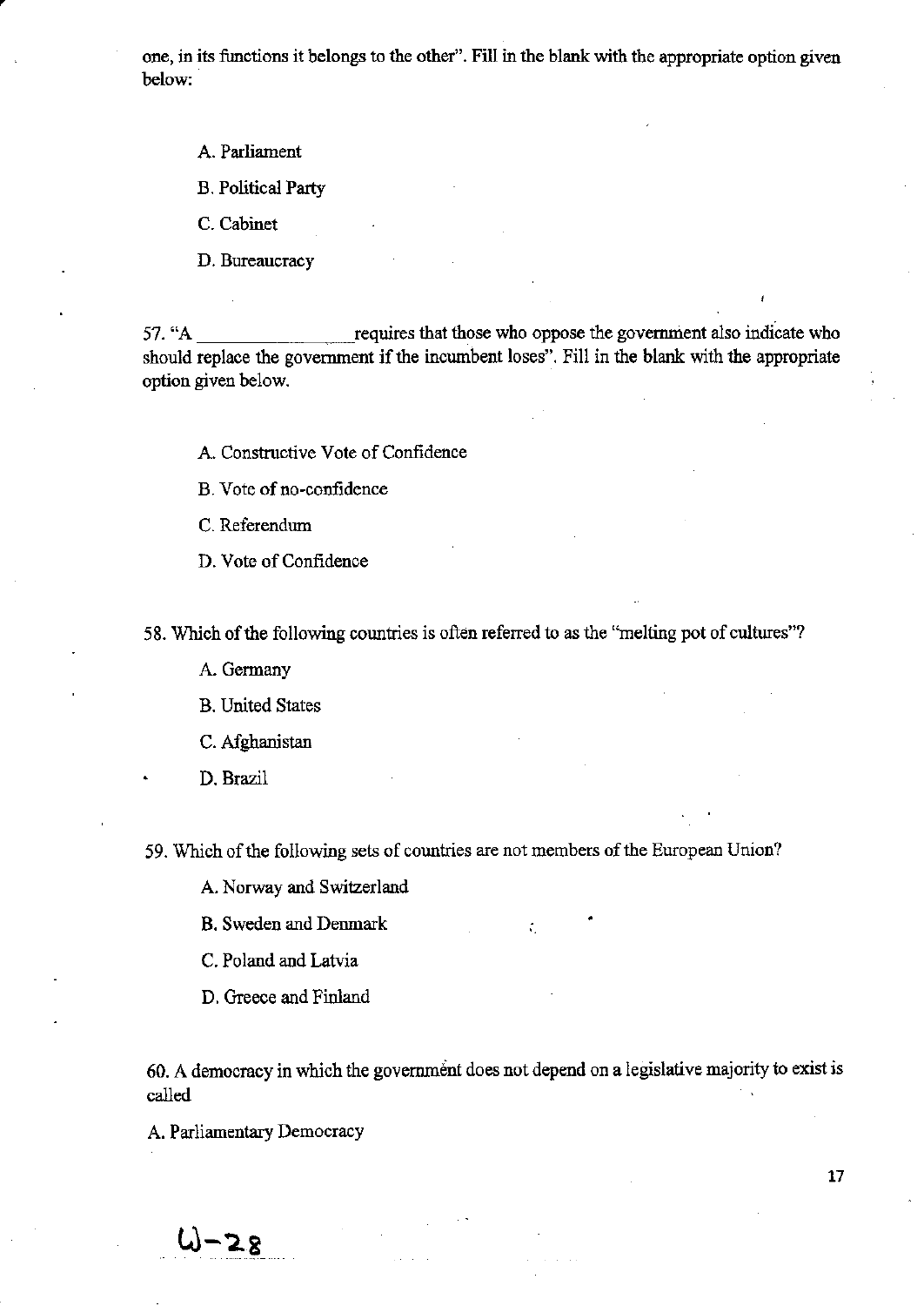one, in its functions it belongs to the other". Fill in the blank with the appropriate option given below:

A. Parliament

B. Political Party

C. Cabinet

D. Bureaucracy

57. "A ________________ requires that those who oppose the government also indicate who should replace the government if the incumbent loses". Fill in the blank with the appropriate option given below.

A. Constructive Vote of Confidence

B. Vote of no-confidence

C. Referendum

D. Vote of Confidence

58. Which of the following countries is often referred to as the "melting pot of cultures"?

A. Germany

B. United States

C. Afghanistan

D. Brazil

59. Which of the following sets of countries are not members of the European Union?

A. Norway and Switzerland

B. Sweden and Denmark

C. Poland and Latvia

D. Greece and Finland

60. A democracy in which the government does not depend on a legislative majority to exist is called

A. Parliamentary Democracy

W-28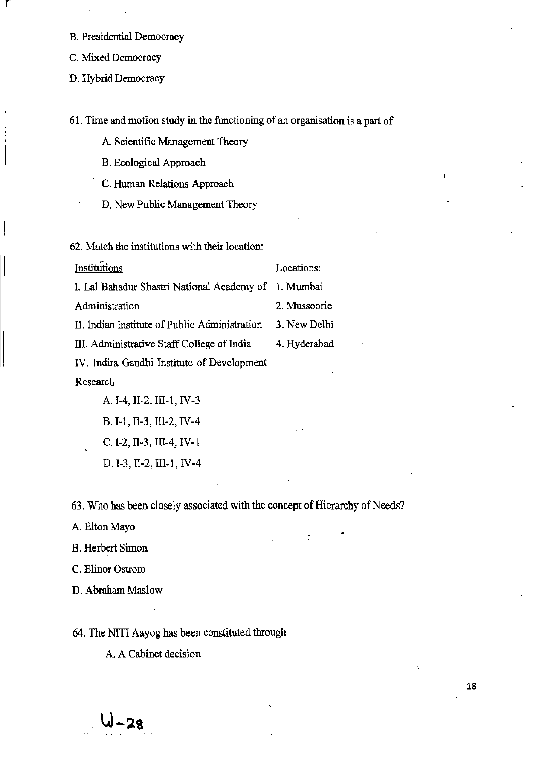B. Presidential Democracy

C. Mixed Democracy

D. Hybrid Democracy

61. Time and motion study in the functioning of an organisation is a part of

A. Scientific Management Theory

B. Ecological Approach

C. Human Relations Approach

D. New Public Management Theory

62. Match the institutions with their location:

| Institutions | Locations: |
|---|---|
| I. Lal Bahadur Shastri National Academy of Administration | 1. Mumbai |
| II. Indian Institute of Public Administration | 2. Mussoorie |
| III. Administrative Staff College of India | 3. New Delhi |
| IV. Indira Gandhi Institute of Development Research | 4. Hyderabad |

A. I-4, II-2, III-1, IV-3

B. I-1, II-3, III-2, IV-4

C. I-2, II-3, III-4, IV-1

D. I-3, II-2, III-1, IV-4

63. Who has been closely associated with the concept of Hierarchy of Needs?

A. Elton Mayo

B. Herbert Simon

C. Elinor Ostrom

D. Abraham Maslow

64. The NITI Aayog has been constituted through

A. A Cabinet decision

W-28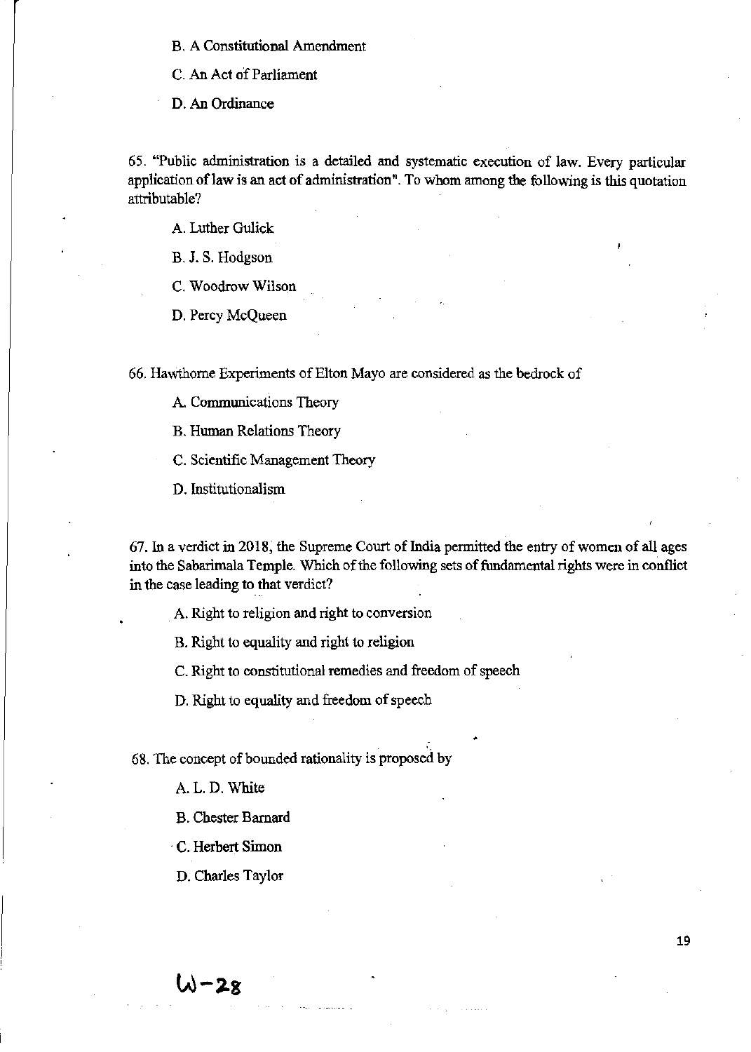B. A Constitutional Amendment

C. An Act of Parliament

D. An Ordinance

65. "Public administration is a detailed and systematic execution of law. Every particular application of law is an act of administration". To whom among the following is this quotation attributable?

A. Luther Gulick

B. J. S. Hodgson

C. Woodrow Wilson

D. Percy McQueen

66. Hawthorne Experiments of Elton Mayo are considered as the bedrock of

A. Communications Theory

B. Human Relations Theory

C. Scientific Management Theory

D. Institutionalism

67. In a verdict in 2018, the Supreme Court of India permitted the entry of women of all ages into the Sabarimala Temple. Which of the following sets of fundamental rights were in conflict in the case leading to that verdict?

A. Right to religion and right to conversion

B. Right to equality and right to religion

C. Right to constitutional remedies and freedom of speech

D. Right to equality and freedom of speech

68. The concept of bounded rationality is proposed by

A. L. D. White

B. Chester Barnard

C. Herbert Simon

D. Charles Taylor

W-28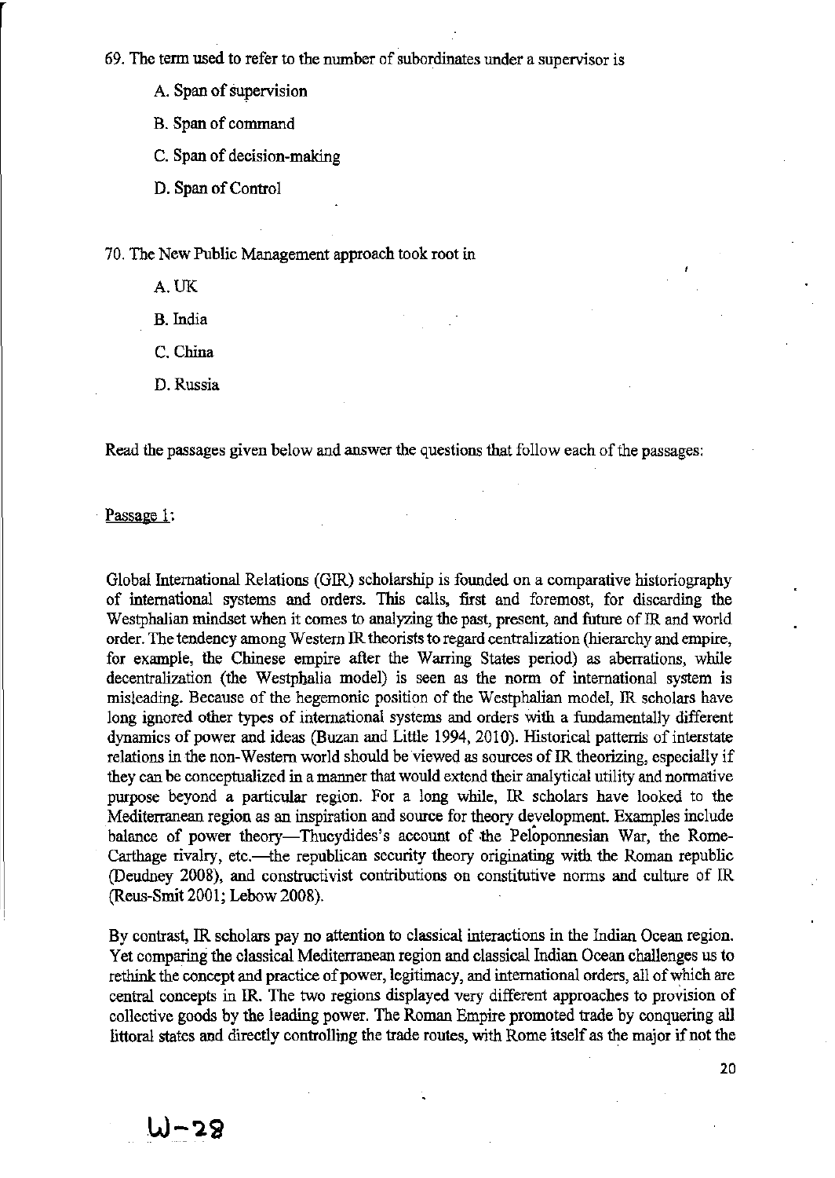69. The term used to refer to the number of subordinates under a supervisor is

A. Span of supervision

B. Span of command

C. Span of decision-making

D. Span of Control

70. The New Public Management approach took root in

A. UK

B. India

C. China

D. Russia

Read the passages given below and answer the questions that follow each of the passages:

Passage 1:

Global International Relations (GIR) scholarship is founded on a comparative historiography of international systems and orders. This calls, first and foremost, for discarding the Westphalian mindset when it comes to analyzing the past, present, and future of IR and world order. The tendency among Western IR theorists to regard centralization (hierarchy and empire, for example, the Chinese empire after the Warring States period) as aberrations, while decentralization (the Westphalia model) is seen as the norm of international system is misleading. Because of the hegemonic position of the Westphalian model, IR scholars have long ignored other types of international systems and orders with a fundamentally different dynamics of power and ideas (Buzan and Little 1994, 2010). Historical patterns of interstate relations in the non-Western world should be viewed as sources of IR theorizing, especially if they can be conceptualized in a manner that would extend their analytical utility and normative purpose beyond a particular region. For a long while, IR scholars have looked to the Mediterranean region as an inspiration and source for theory development. Examples include balance of power theory—Thucydides's account of the Peloponnesian War, the Rome-Carthage rivalry, etc.—the republican security theory originating with the Roman republic (Deudney 2008), and constructivist contributions on constitutive norms and culture of IR (Reus-Smit 2001; Lebow 2008).

By contrast, IR scholars pay no attention to classical interactions in the Indian Ocean region. Yet comparing the classical Mediterranean region and classical Indian Ocean challenges us to rethink the concept and practice of power, legitimacy, and international orders, all of which are central concepts in IR. The two regions displayed very different approaches to provision of collective goods by the leading power. The Roman Empire promoted trade by conquering all littoral states and directly controlling the trade routes, with Rome itself as the major if not the

W-28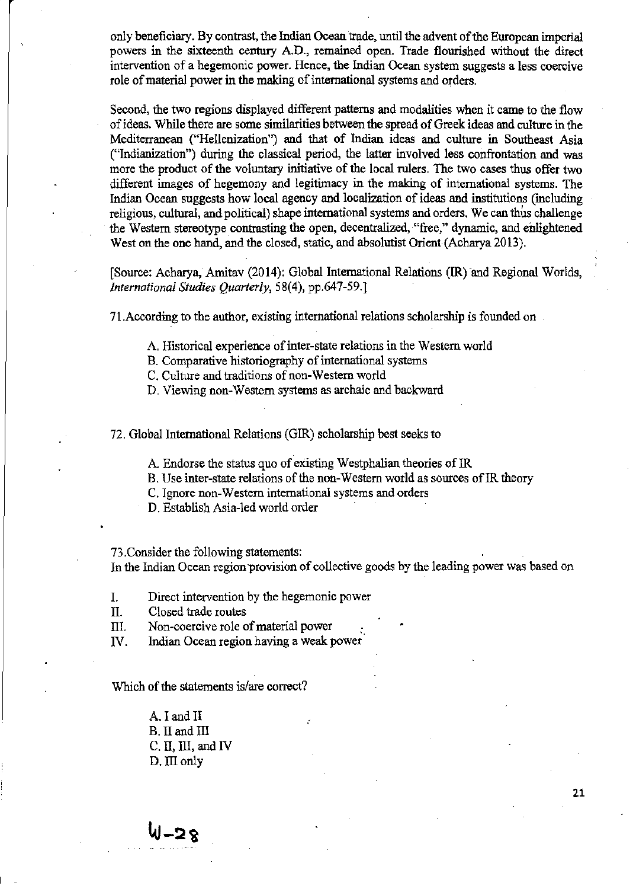only beneficiary. By contrast, the Indian Ocean trade, until the advent of the European imperial powers in the sixteenth century A.D., remained open. Trade flourished without the direct intervention of a hegemonic power. Hence, the Indian Ocean system suggests a less coercive role of material power in the making of international systems and orders.

Second, the two regions displayed different patterns and modalities when it came to the flow of ideas. While there are some similarities between the spread of Greek ideas and culture in the Mediterranean ("Hellenization") and that of Indian ideas and culture in Southeast Asia ("Indianization") during the classical period, the latter involved less confrontation and was more the product of the voluntary initiative of the local rulers. The two cases thus offer two different images of hegemony and legitimacy in the making of international systems. The Indian Ocean suggests how local agency and localization of ideas and institutions (including religious, cultural, and political) shape international systems and orders. We can thus challenge the Western stereotype contrasting the open, decentralized, "free," dynamic, and enlightened West on the one hand, and the closed, static, and absolutist Orient (Acharya 2013).

[Source: Acharya, Amitav (2014): Global International Relations (IR) and Regional Worlds, *International Studies Quarterly*, 58(4), pp.647-59.]

71. According to the author, existing international relations scholarship is founded on

A. Historical experience of inter-state relations in the Western world
B. Comparative historiography of international systems
C. Culture and traditions of non-Western world
D. Viewing non-Western systems as archaic and backward

72. Global International Relations (GIR) scholarship best seeks to

A. Endorse the status quo of existing Westphalian theories of IR
B. Use inter-state relations of the non-Western world as sources of IR theory
C. Ignore non-Western international systems and orders
D. Establish Asia-led world order

73. Consider the following statements:
In the Indian Ocean region provision of collective goods by the leading power was based on

I. Direct intervention by the hegemonic power
II. Closed trade routes
III. Non-coercive role of material power
IV. Indian Ocean region having a weak power

Which of the statements is/are correct?

A. I and II
B. II and III
C. II, III, and IV
D. III only

W-28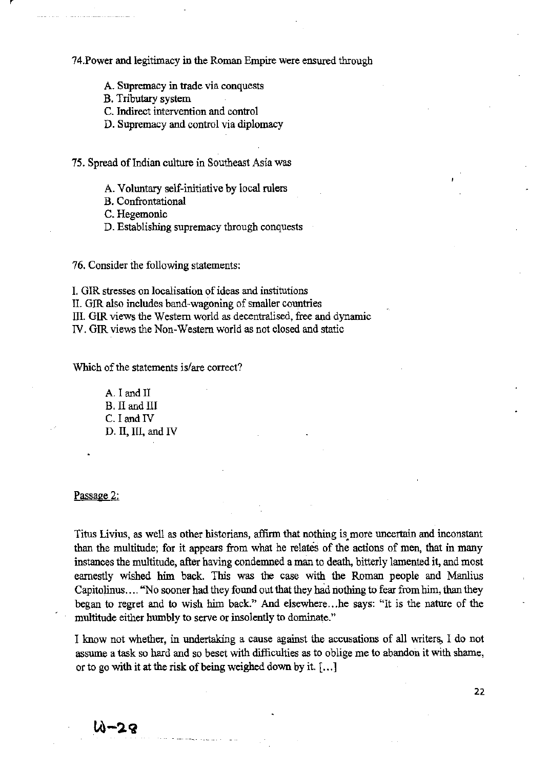74.Power and legitimacy in the Roman Empire were ensured through

A. Supremacy in trade via conquests
B. Tributary system
C. Indirect intervention and control
D. Supremacy and control via diplomacy

75. Spread of Indian culture in Southeast Asia was

A. Voluntary self-initiative by local rulers
B. Confrontational
C. Hegemonic
D. Establishing supremacy through conquests

76. Consider the following statements:

I. GIR stresses on localisation of ideas and institutions
II. GIR also includes band-wagoning of smaller countries
III. GIR views the Western world as decentralised, free and dynamic
IV. GIR views the Non-Western world as not closed and static

Which of the statements is/are correct?

A. I and II
B. II and III
C. I and IV
D. II, III, and IV

Passage 2:

Titus Livius, as well as other historians, affirm that nothing is more uncertain and inconstant than the multitude; for it appears from what he relates of the actions of men, that in many instances the multitude, after having condemned a man to death, bitterly lamented it, and most earnestly wished him back. This was the case with the Roman people and Manlius Capitolinus.... "No sooner had they found out that they had nothing to fear from him, than they began to regret and to wish him back." And elsewhere...he says: "It is the nature of the multitude either humbly to serve or insolently to dominate."

I know not whether, in undertaking a cause against the accusations of all writers, I do not assume a task so hard and so beset with difficulties as to oblige me to abandon it with shame, or to go with it at the risk of being weighed down by it. [...]

W-28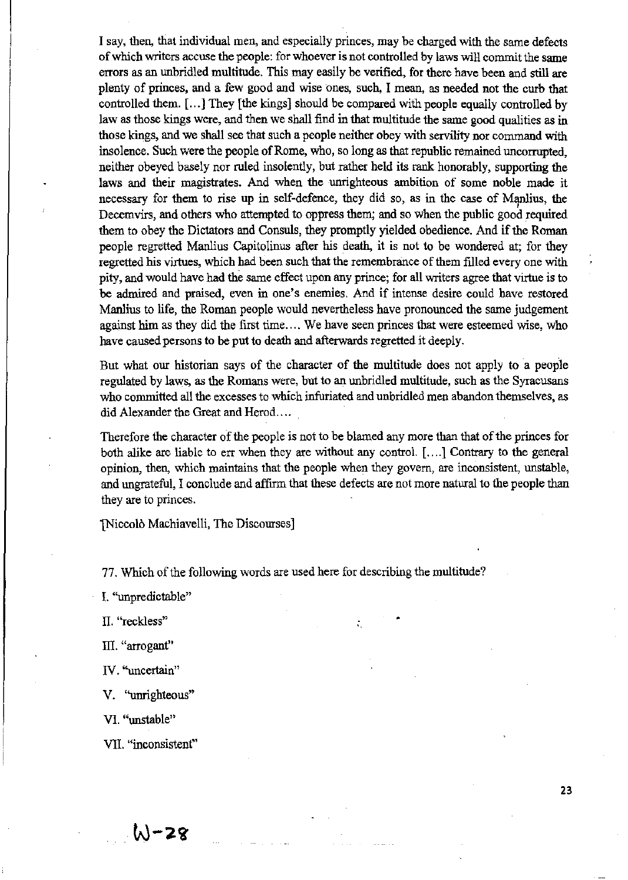I say, then, that individual men, and especially princes, may be charged with the same defects of which writers accuse the people: for whoever is not controlled by laws will commit the same errors as an unbridled multitude. This may easily be verified, for there have been and still are plenty of princes, and a few good and wise ones, such, I mean, as needed not the curb that controlled them. [...] They [the kings] should be compared with people equally controlled by law as those kings were, and then we shall find in that multitude the same good qualities as in those kings, and we shall see that such a people neither obey with servility nor command with insolence. Such were the people of Rome, who, so long as that republic remained uncorrupted, neither obeyed basely nor ruled insolently, but rather held its rank honorably, supporting the laws and their magistrates. And when the unrighteous ambition of some noble made it necessary for them to rise up in self-defence, they did so, as in the case of Manlius, the Decemvirs, and others who attempted to oppress them; and so when the public good required them to obey the Dictators and Consuls, they promptly yielded obedience. And if the Roman people regretted Manlius Capitolinus after his death, it is not to be wondered at; for they regretted his virtues, which had been such that the remembrance of them filled every one with pity, and would have had the same effect upon any prince; for all writers agree that virtue is to be admired and praised, even in one's enemies. And if intense desire could have restored Manlius to life, the Roman people would nevertheless have pronounced the same judgement against him as they did the first time.... We have seen princes that were esteemed wise, who have caused persons to be put to death and afterwards regretted it deeply.

But what our historian says of the character of the multitude does not apply to a people regulated by laws, as the Romans were, but to an unbridled multitude, such as the Syracusans who committed all the excesses to which infuriated and unbridled men abandon themselves, as did Alexander the Great and Herod....

Therefore the character of the people is not to be blamed any more than that of the princes for both alike are liable to err when they are without any control. [....] Contrary to the general opinion, then, which maintains that the people when they govern, are inconsistent, unstable, and ungrateful, I conclude and affirm that these defects are not more natural to the people than they are to princes.

[Niccolò Machiavelli, The Discourses]

77. Which of the following words are used here for describing the multitude?

I. "unpredictable"

II. "reckless"

III. "arrogant"

IV. "uncertain"

V. "unrighteous"

VI. "unstable"

VII. "inconsistent"

W-28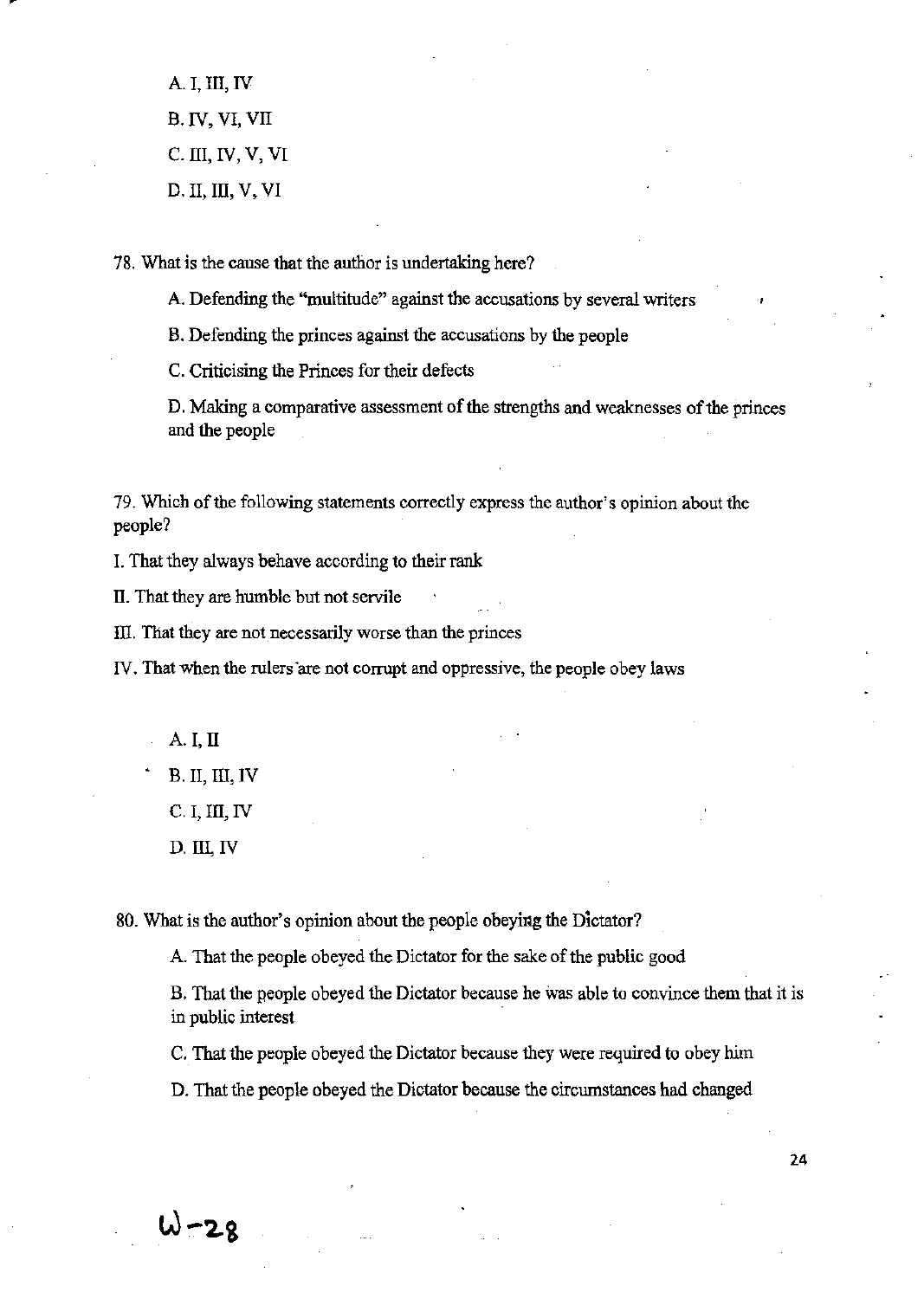A. I, III, IV

B. IV, VI, VII

C. III, IV, V, VI

D. II, III, V, VI

78. What is the cause that the author is undertaking here?

A. Defending the "multitude" against the accusations by several writers

B. Defending the princes against the accusations by the people

C. Criticising the Princes for their defects

D. Making a comparative assessment of the strengths and weaknesses of the princes and the people

79. Which of the following statements correctly express the author's opinion about the people?

I. That they always behave according to their rank

II. That they are humble but not servile

III. That they are not necessarily worse than the princes

IV. That when the rulers are not corrupt and oppressive, the people obey laws

A. I, II

B. II, III, IV

C. I, III, IV

D. III, IV

80. What is the author's opinion about the people obeying the Dictator?

A. That the people obeyed the Dictator for the sake of the public good

B. That the people obeyed the Dictator because he was able to convince them that it is in public interest

C. That the people obeyed the Dictator because they were required to obey him

D. That the people obeyed the Dictator because the circumstances had changed

W-28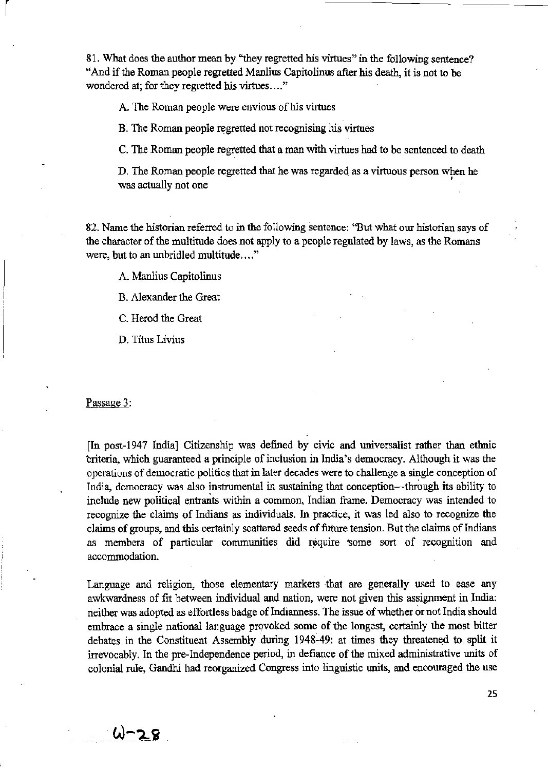81. What does the author mean by "they regretted his virtues" in the following sentence? "And if the Roman people regretted Manlius Capitolinus after his death, it is not to be wondered at; for they regretted his virtues…."

A. The Roman people were envious of his virtues

B. The Roman people regretted not recognising his virtues

C. The Roman people regretted that a man with virtues had to be sentenced to death

D. The Roman people regretted that he was regarded as a virtuous person when he was actually not one

82. Name the historian referred to in the following sentence: "But what our historian says of the character of the multitude does not apply to a people regulated by laws, as the Romans were, but to an unbridled multitude…."

A. Manlius Capitolinus

B. Alexander the Great

C. Herod the Great

D. Titus Livius

Passage 3:

[In post-1947 India] Citizenship was defined by civic and universalist rather than ethnic criteria, which guaranteed a principle of inclusion in India's democracy. Although it was the operations of democratic politics that in later decades were to challenge a single conception of India, democracy was also instrumental in sustaining that conception—through its ability to include new political entrants within a common, Indian frame. Democracy was intended to recognize the claims of Indians as individuals. In practice, it was led also to recognize the claims of groups, and this certainly scattered seeds of future tension. But the claims of Indians as members of particular communities did require some sort of recognition and accommodation.

Language and religion, those elementary markers that are generally used to ease any awkwardness of fit between individual and nation, were not given this assignment in India: neither was adopted as effortless badge of Indianness. The issue of whether or not India should embrace a single national language provoked some of the longest, certainly the most bitter debates in the Constituent Assembly during 1948-49: at times they threatened to split it irrevocably. In the pre-Independence period, in defiance of the mixed administrative units of colonial rule, Gandhi had reorganized Congress into linguistic units, and encouraged the use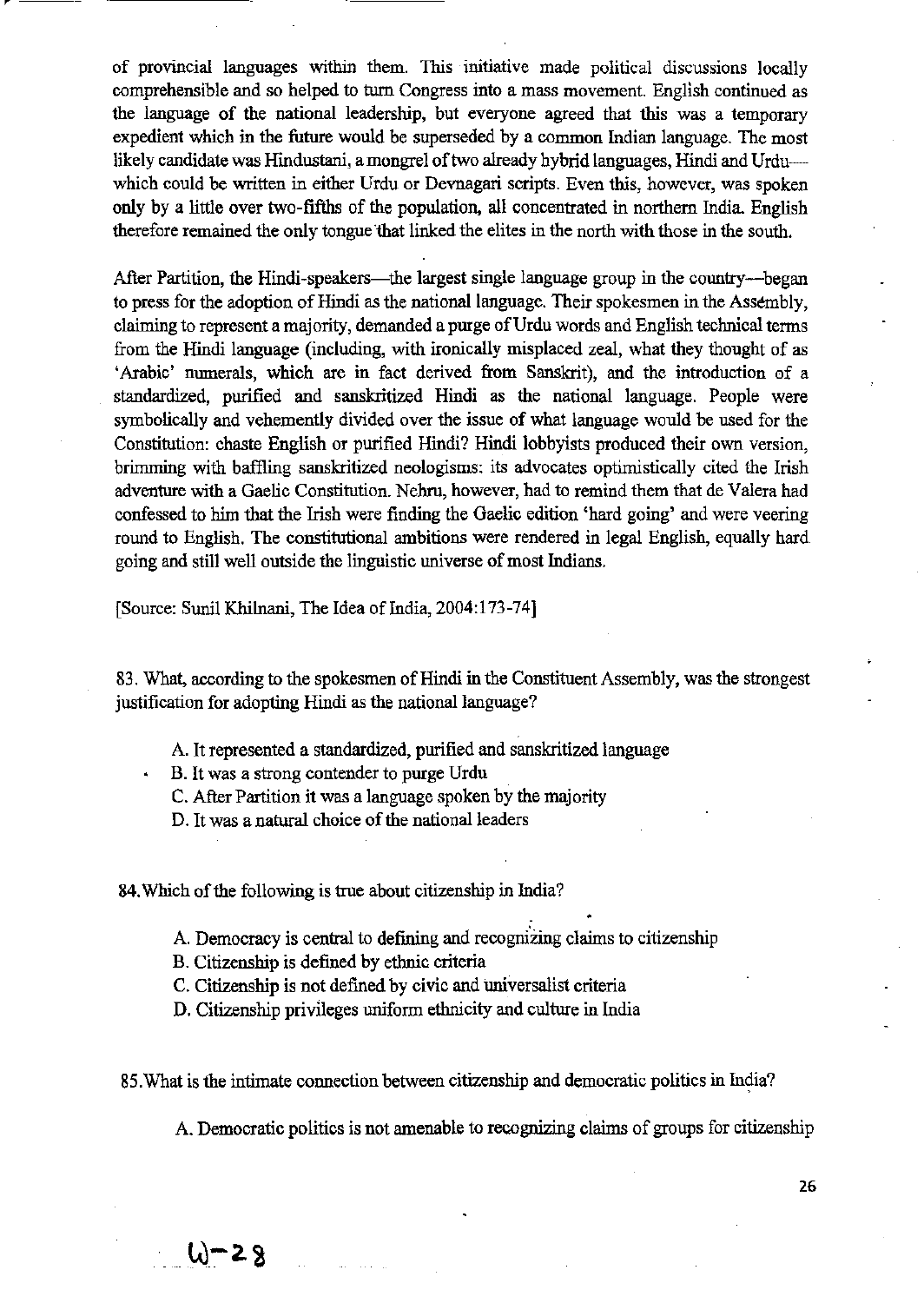of provincial languages within them. This initiative made political discussions locally comprehensible and so helped to turn Congress into a mass movement. English continued as the language of the national leadership, but everyone agreed that this was a temporary expedient which in the future would be superseded by a common Indian language. The most likely candidate was Hindustani, a mongrel of two already hybrid languages, Hindi and Urdu—which could be written in either Urdu or Devnagari scripts. Even this, however, was spoken only by a little over two-fifths of the population, all concentrated in northern India. English therefore remained the only tongue that linked the elites in the north with those in the south.

After Partition, the Hindi-speakers—the largest single language group in the country—began to press for the adoption of Hindi as the national language. Their spokesmen in the Assembly, claiming to represent a majority, demanded a purge of Urdu words and English technical terms from the Hindi language (including, with ironically misplaced zeal, what they thought of as 'Arabic' numerals, which are in fact derived from Sanskrit), and the introduction of a standardized, purified and sanskritized Hindi as the national language. People were symbolically and vehemently divided over the issue of what language would be used for the Constitution: chaste English or purified Hindi? Hindi lobbyists produced their own version, brimming with baffling sanskritized neologisms: its advocates optimistically cited the Irish adventure with a Gaelic Constitution. Nehru, however, had to remind them that de Valera had confessed to him that the Irish were finding the Gaelic edition 'hard going' and were veering round to English. The constitutional ambitions were rendered in legal English, equally hard going and still well outside the linguistic universe of most Indians.

[Source: Sunil Khilnani, The Idea of India, 2004:173-74]

83. What, according to the spokesmen of Hindi in the Constituent Assembly, was the strongest justification for adopting Hindi as the national language?

A. It represented a standardized, purified and sanskritized language
B. It was a strong contender to purge Urdu
C. After Partition it was a language spoken by the majority
D. It was a natural choice of the national leaders

84. Which of the following is true about citizenship in India?

A. Democracy is central to defining and recognizing claims to citizenship
B. Citizenship is defined by ethnic criteria
C. Citizenship is not defined by civic and universalist criteria
D. Citizenship privileges uniform ethnicity and culture in India

85. What is the intimate connection between citizenship and democratic politics in India?

A. Democratic politics is not amenable to recognizing claims of groups for citizenship

W-28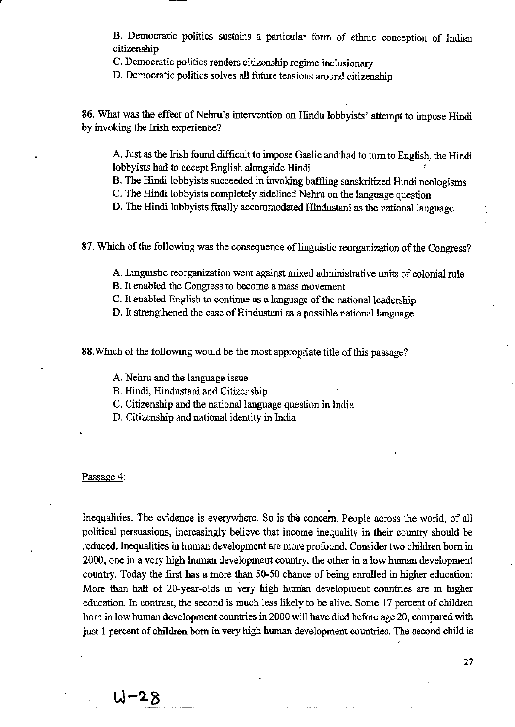B. Democratic politics sustains a particular form of ethnic conception of Indian citizenship

C. Democratic politics renders citizenship regime inclusionary

D. Democratic politics solves all future tensions around citizenship

86. What was the effect of Nehru's intervention on Hindu lobbyists' attempt to impose Hindi by invoking the Irish experience?

A. Just as the Irish found difficult to impose Gaelic and had to turn to English, the Hindi lobbyists had to accept English alongside Hindi

B. The Hindi lobbyists succeeded in invoking baffling sanskritized Hindi neologisms

C. The Hindi lobbyists completely sidelined Nehru on the language question

D. The Hindi lobbyists finally accommodated Hindustani as the national language

87. Which of the following was the consequence of linguistic reorganization of the Congress?

A. Linguistic reorganization went against mixed administrative units of colonial rule

B. It enabled the Congress to become a mass movement

C. It enabled English to continue as a language of the national leadership

D. It strengthened the case of Hindustani as a possible national language

88. Which of the following would be the most appropriate title of this passage?

A. Nehru and the language issue

B. Hindi, Hindustani and Citizenship

C. Citizenship and the national language question in India

D. Citizenship and national identity in India

Passage 4:

Inequalities. The evidence is everywhere. So is the concern. People across the world, of all political persuasions, increasingly believe that income inequality in their country should be reduced. Inequalities in human development are more profound. Consider two children born in 2000, one in a very high human development country, the other in a low human development country. Today the first has a more than 50-50 chance of being enrolled in higher education: More than half of 20-year-olds in very high human development countries are in higher education. In contrast, the second is much less likely to be alive. Some 17 percent of children born in low human development countries in 2000 will have died before age 20, compared with just 1 percent of children born in very high human development countries. The second child is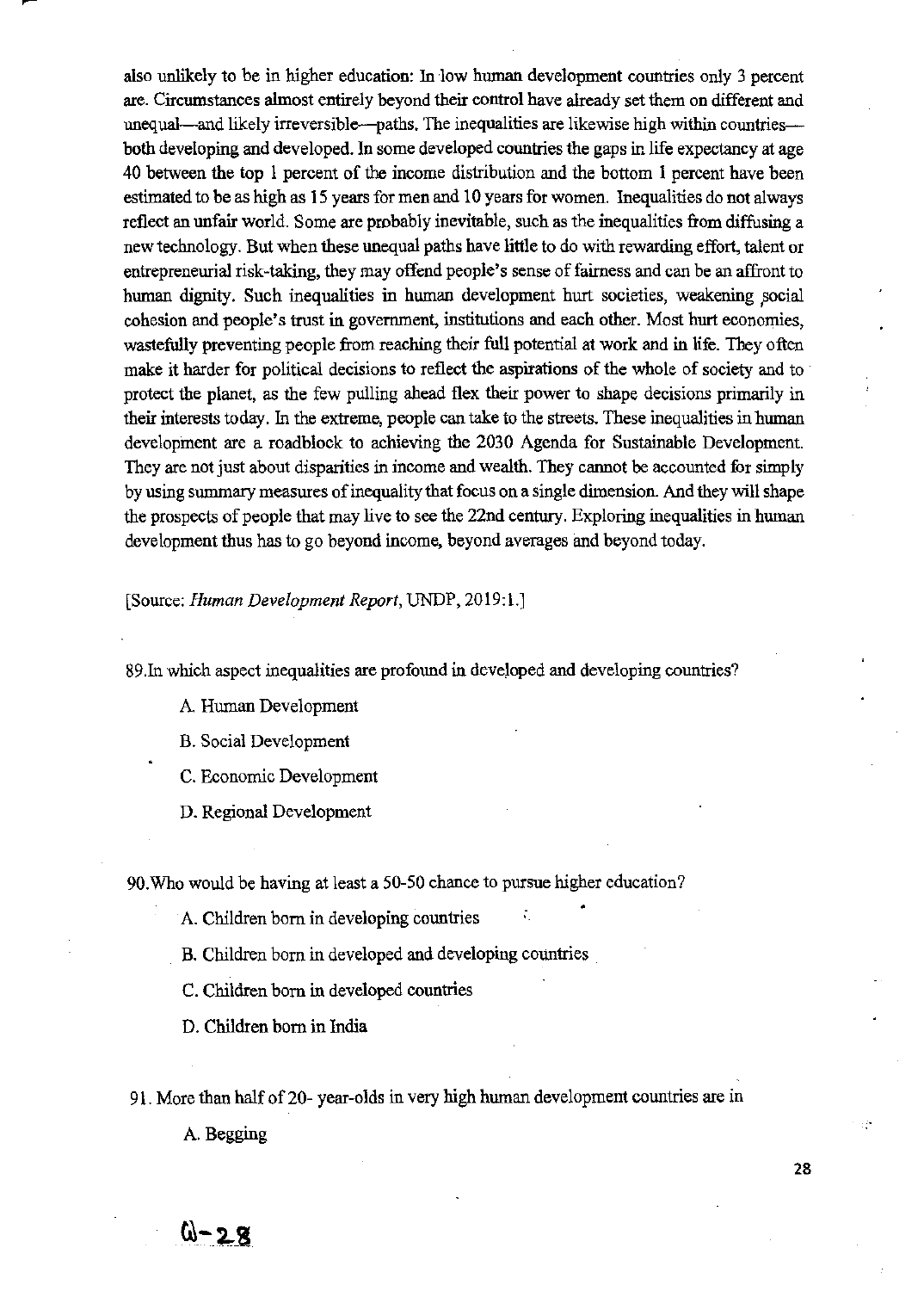also unlikely to be in higher education: In low human development countries only 3 percent are. Circumstances almost entirely beyond their control have already set them on different and unequal—and likely irreversible—paths. The inequalities are likewise high within countries—both developing and developed. In some developed countries the gaps in life expectancy at age 40 between the top 1 percent of the income distribution and the bottom 1 percent have been estimated to be as high as 15 years for men and 10 years for women. Inequalities do not always reflect an unfair world. Some are probably inevitable, such as the inequalities from diffusing a new technology. But when these unequal paths have little to do with rewarding effort, talent or entrepreneurial risk-taking, they may offend people's sense of fairness and can be an affront to human dignity. Such inequalities in human development hurt societies, weakening social cohesion and people's trust in government, institutions and each other. Most hurt economies, wastefully preventing people from reaching their full potential at work and in life. They often make it harder for political decisions to reflect the aspirations of the whole of society and to protect the planet, as the few pulling ahead flex their power to shape decisions primarily in their interests today. In the extreme, people can take to the streets. These inequalities in human development are a roadblock to achieving the 2030 Agenda for Sustainable Development. They are not just about disparities in income and wealth. They cannot be accounted for simply by using summary measures of inequality that focus on a single dimension. And they will shape the prospects of people that may live to see the 22nd century. Exploring inequalities in human development thus has to go beyond income, beyond averages and beyond today.

[Source: *Human Development Report*, UNDP, 2019:1.]

89. In which aspect inequalities are profound in developed and developing countries?

A. Human Development

B. Social Development

C. Economic Development

D. Regional Development

90. Who would be having at least a 50-50 chance to pursue higher education?

A. Children born in developing countries

B. Children born in developed and developing countries

C. Children born in developed countries

D. Children born in India

91. More than half of 20- year-olds in very high human development countries are in

A. Begging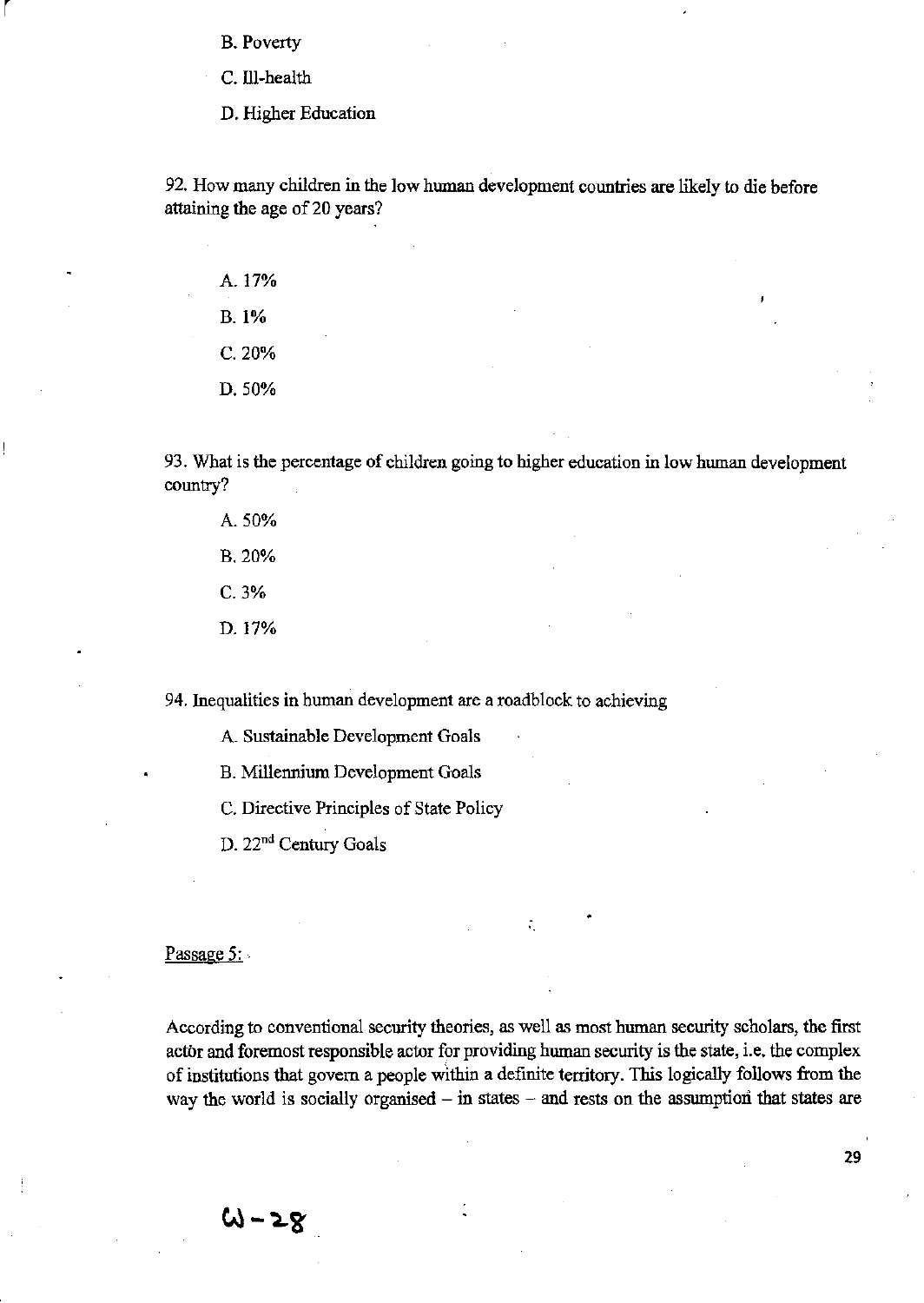B. Poverty

C. Ill-health

D. Higher Education

92. How many children in the low human development countries are likely to die before attaining the age of 20 years?

A. 17%

B. 1%

C. 20%

D. 50%

93. What is the percentage of children going to higher education in low human development country?

A. 50%

B. 20%

C. 3%

D. 17%

94. Inequalities in human development are a roadblock to achieving

A. Sustainable Development Goals

B. Millennium Development Goals

C. Directive Principles of State Policy

D. 22nd Century Goals

Passage 5:

According to conventional security theories, as well as most human security scholars, the first actor and foremost responsible actor for providing human security is the state, i.e. the complex of institutions that govern a people within a definite territory. This logically follows from the way the world is socially organised – in states – and rests on the assumption that states are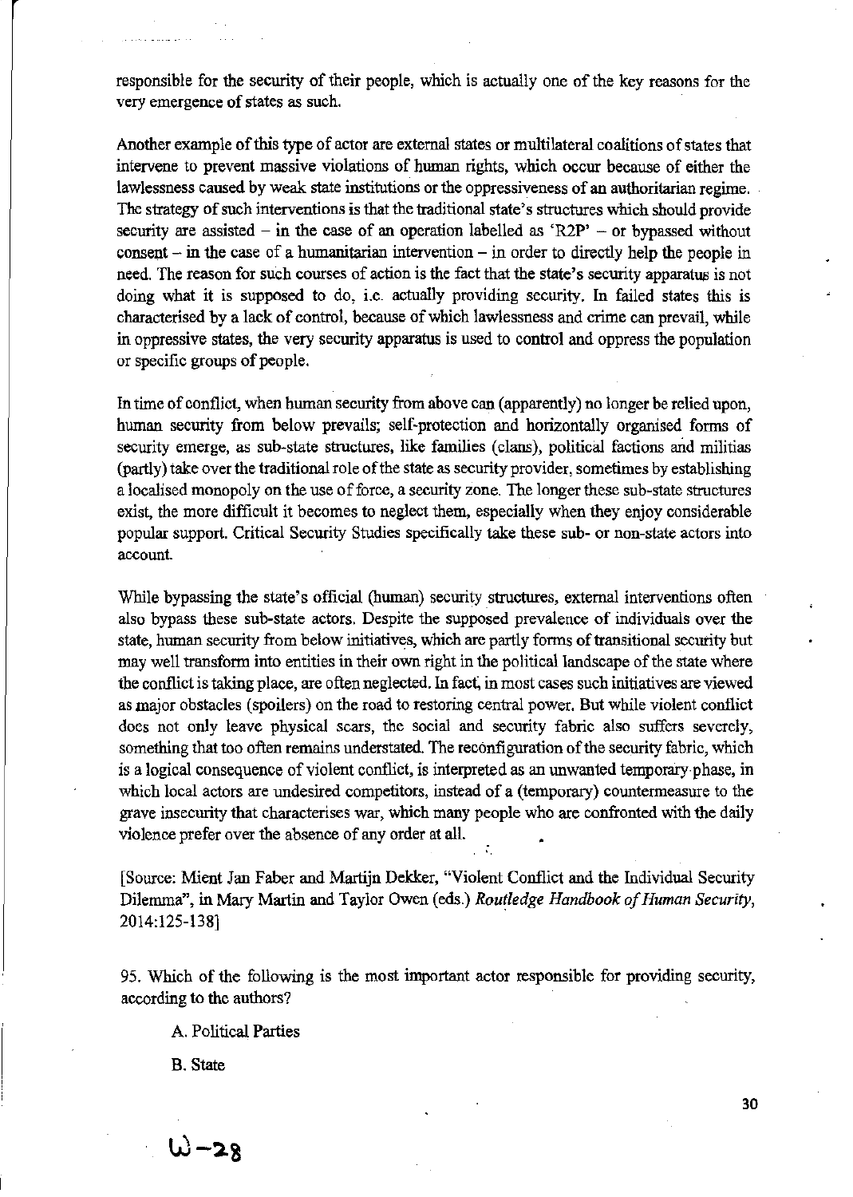responsible for the security of their people, which is actually one of the key reasons for the very emergence of states as such.

Another example of this type of actor are external states or multilateral coalitions of states that intervene to prevent massive violations of human rights, which occur because of either the lawlessness caused by weak state institutions or the oppressiveness of an authoritarian regime. The strategy of such interventions is that the traditional state's structures which should provide security are assisted – in the case of an operation labelled as 'R2P' – or bypassed without consent – in the case of a humanitarian intervention – in order to directly help the people in need. The reason for such courses of action is the fact that the state's security apparatus is not doing what it is supposed to do, i.e. actually providing security. In failed states this is characterised by a lack of control, because of which lawlessness and crime can prevail, while in oppressive states, the very security apparatus is used to control and oppress the population or specific groups of people.

In time of conflict, when human security from above can (apparently) no longer be relied upon, human security from below prevails; self-protection and horizontally organised forms of security emerge, as sub-state structures, like families (clans), political factions and militias (partly) take over the traditional role of the state as security provider, sometimes by establishing a localised monopoly on the use of force, a security zone. The longer these sub-state structures exist, the more difficult it becomes to neglect them, especially when they enjoy considerable popular support. Critical Security Studies specifically take these sub- or non-state actors into account.

While bypassing the state's official (human) security structures, external interventions often also bypass these sub-state actors. Despite the supposed prevalence of individuals over the state, human security from below initiatives, which are partly forms of transitional security but may well transform into entities in their own right in the political landscape of the state where the conflict is taking place, are often neglected. In fact, in most cases such initiatives are viewed as major obstacles (spoilers) on the road to restoring central power. But while violent conflict does not only leave physical scars, the social and security fabric also suffers severely, something that too often remains understated. The reconfiguration of the security fabric, which is a logical consequence of violent conflict, is interpreted as an unwanted temporary phase, in which local actors are undesired competitors, instead of a (temporary) countermeasure to the grave insecurity that characterises war, which many people who are confronted with the daily violence prefer over the absence of any order at all.

[Source: Mient Jan Faber and Martijn Dekker, "Violent Conflict and the Individual Security Dilemma", in Mary Martin and Taylor Owen (eds.) *Routledge Handbook of Human Security*, 2014:125-138]

95. Which of the following is the most important actor responsible for providing security, according to the authors?

A. Political Parties

B. State

W-28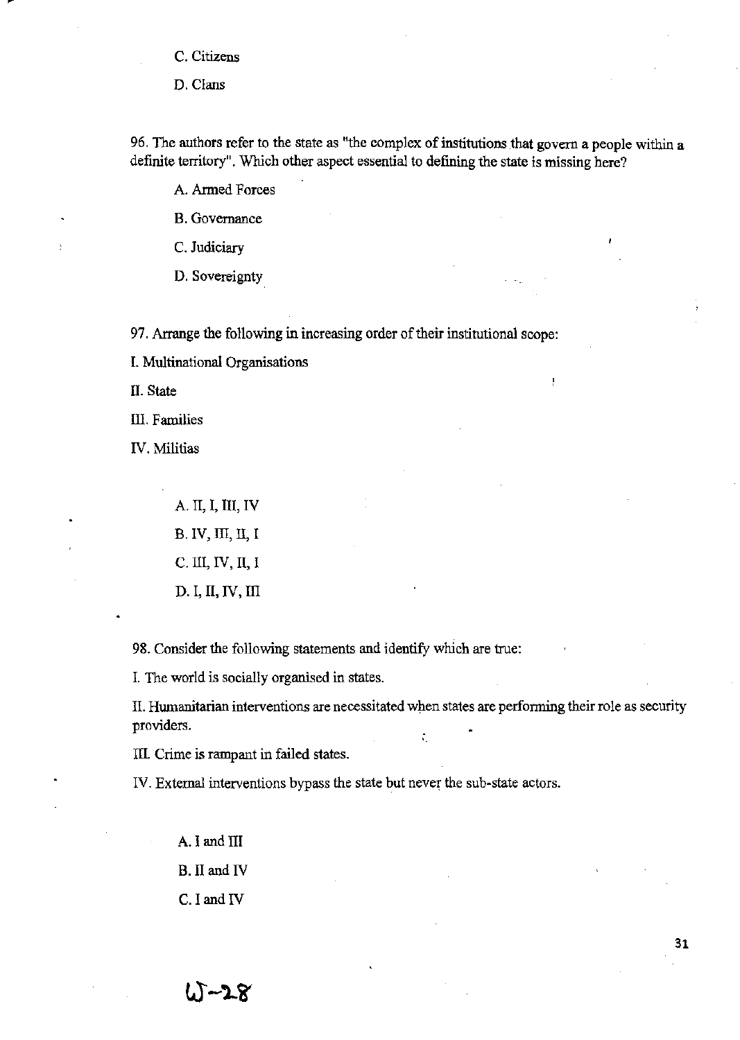C. Citizens

D. Clans

96. The authors refer to the state as "the complex of institutions that govern a people within a definite territory". Which other aspect essential to defining the state is missing here?

A. Armed Forces

B. Governance

C. Judiciary

D. Sovereignty

97. Arrange the following in increasing order of their institutional scope:

I. Multinational Organisations

II. State

III. Families

IV. Militias

A. II, I, III, IV

B. IV, III, II, I

C. III, IV, II, I

D. I, II, IV, III

98. Consider the following statements and identify which are true:

I. The world is socially organised in states.

II. Humanitarian interventions are necessitated when states are performing their role as security providers.

III. Crime is rampant in failed states.

IV. External interventions bypass the state but never the sub-state actors.

A. I and III

B. II and IV

C. I and IV

W-28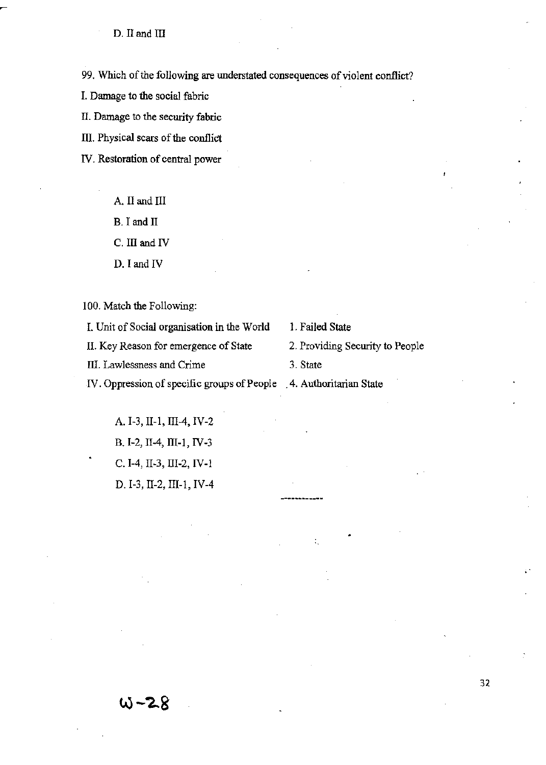D. II and III

99. Which of the following are understated consequences of violent conflict?

I. Damage to the social fabric

II. Damage to the security fabric

III. Physical scars of the conflict

IV. Restoration of central power

A. II and III

B. I and II

C. III and IV

D. I and IV

100. Match the Following:

| | |
|---|---|
| I. Unit of Social organisation in the World | 1. Failed State |
| II. Key Reason for emergence of State | 2. Providing Security to People |
| III. Lawlessness and Crime | 3. State |
| IV. Oppression of specific groups of People | 4. Authoritarian State |

A. I-3, II-1, III-4, IV-2

B. I-2, II-4, III-1, IV-3

C. I-4, II-3, III-2, IV-1

D. I-3, II-2, III-1, IV-4

------------

W-28